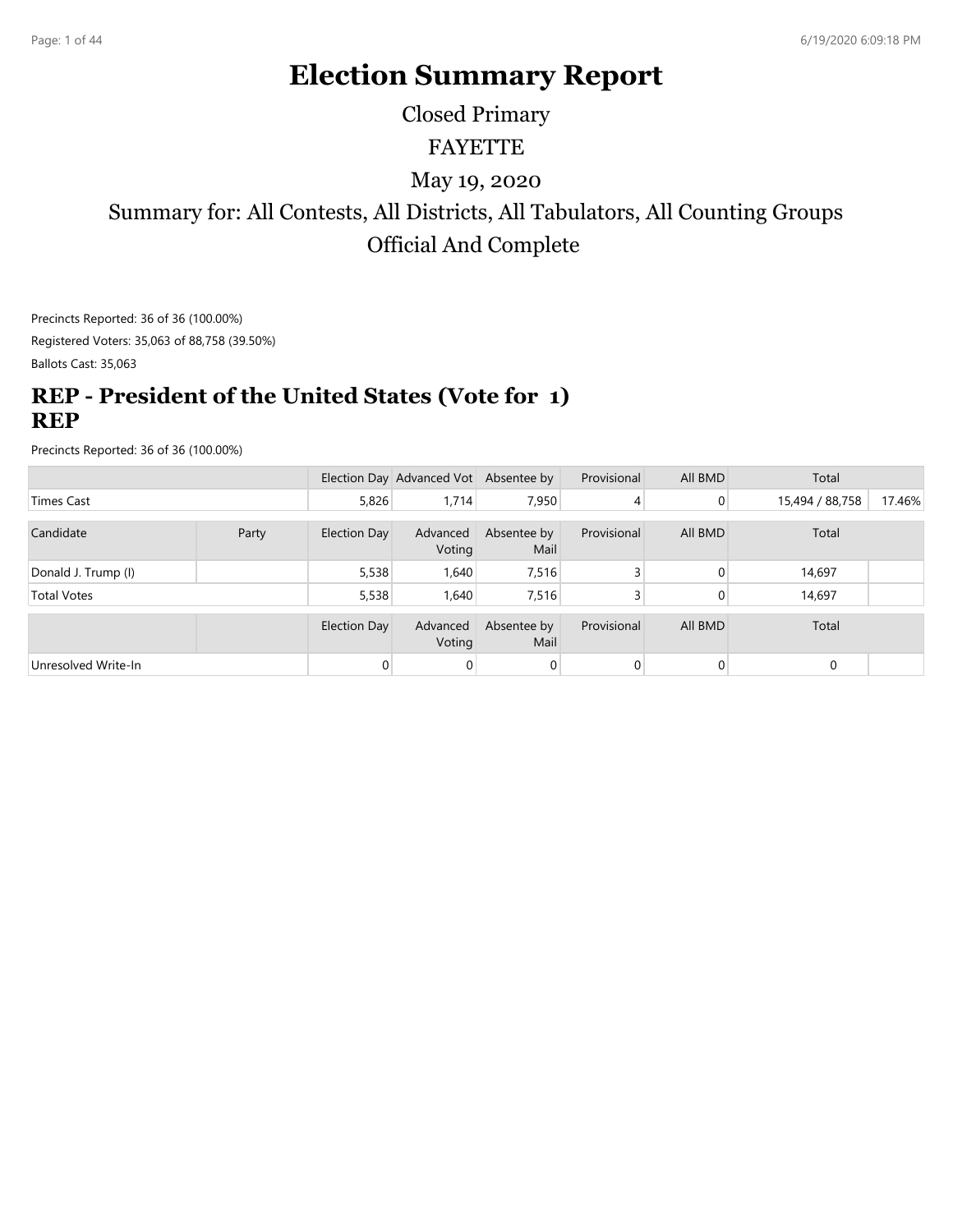# Election Summary Report

Closed Primary

FAYETTE

May 19, 2020

Summary for: All Contests, All Districts, All Tabulators, All Counting Groups

Official And Complete

Precincts Reported: 36 of 36 (100.00%)

Registered Voters: 35,063 of 88,758 (39.50%)

Ballots Cast: 35,063

## REP - President of the United States (Vote for 1) REP

Precincts Reported: 36 of 36 (100.00%)

| | | Election Day | Advanced Vot | Absentee by | Provisional | All BMD | Total | |
|---|---|---|---|---|---|---|---|---|
| Times Cast | | 5,826 | 1,714 | 7,950 | 4 | 0 | 15,494 / 88,758 | 17.46% |

| Candidate | Party | Election Day | Advanced Voting | Absentee by Mail | Provisional | All BMD | Total | |
|---|---|---|---|---|---|---|---|---|
| Donald J. Trump (I) | | 5,538 | 1,640 | 7,516 | 3 | 0 | 14,697 | |
| Total Votes | | 5,538 | 1,640 | 7,516 | 3 | 0 | 14,697 | |

| | | Election Day | Advanced Voting | Absentee by Mail | Provisional | All BMD | Total | |
|---|---|---|---|---|---|---|---|---|
| Unresolved Write-In | | 0 | 0 | 0 | 0 | 0 | 0 | |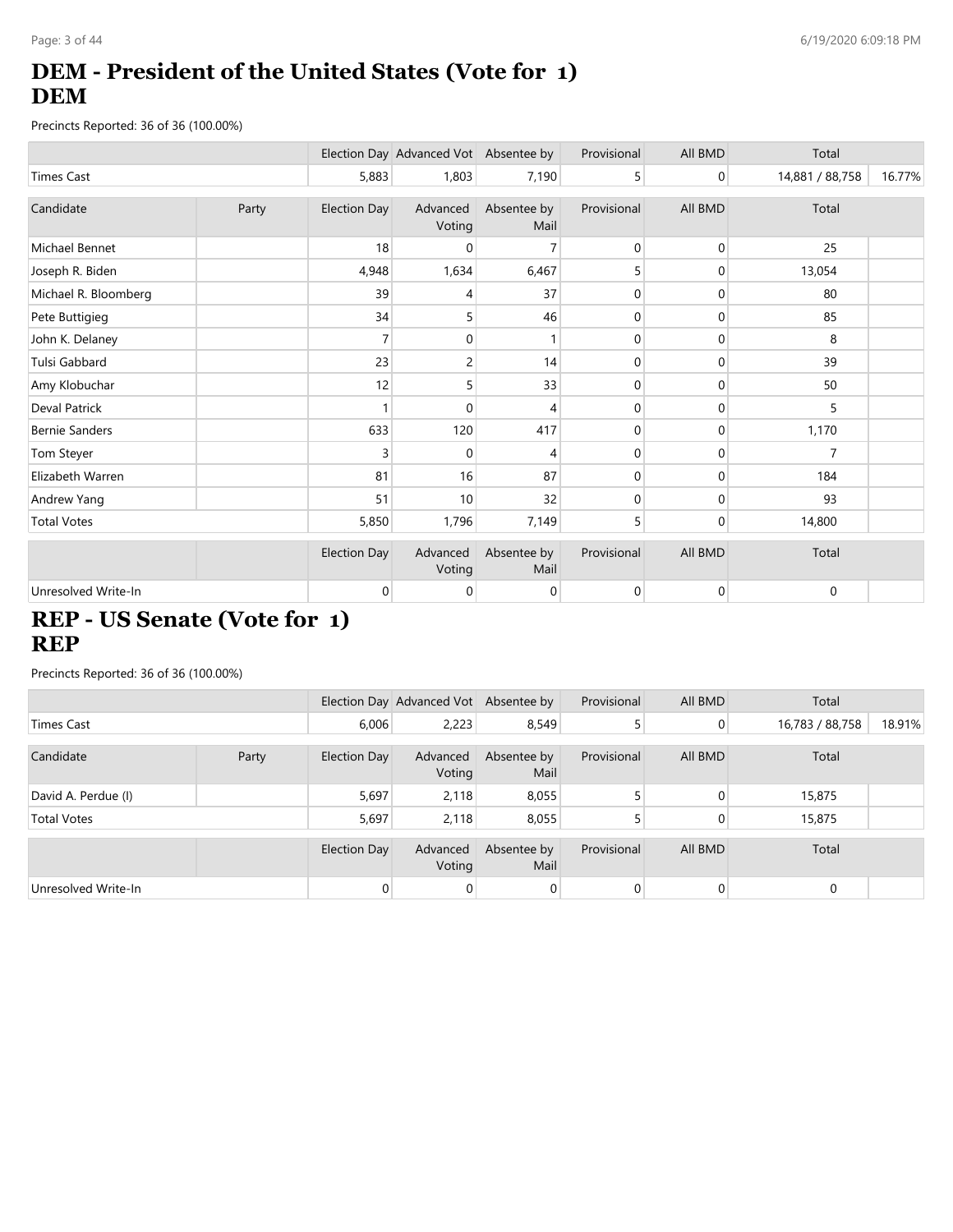# DEM - President of the United States (Vote for 1)
## DEM

Precincts Reported: 36 of 36 (100.00%)

| | Election Day | Advanced Vot | Absentee by | Provisional | All BMD | Total | |
|---|---|---|---|---|---|---|---|
| Times Cast | 5,883 | 1,803 | 7,190 | 5 | 0 | 14,881 / 88,758 | 16.77% |

| Candidate | Party | Election Day | Advanced Voting | Absentee by Mail | Provisional | All BMD | Total | |
|---|---|---|---|---|---|---|---|---|
| Michael Bennet | | 18 | 0 | 7 | 0 | 0 | 25 | |
| Joseph R. Biden | | 4,948 | 1,634 | 6,467 | 5 | 0 | 13,054 | |
| Michael R. Bloomberg | | 39 | 4 | 37 | 0 | 0 | 80 | |
| Pete Buttigieg | | 34 | 5 | 46 | 0 | 0 | 85 | |
| John K. Delaney | | 7 | 0 | 1 | 0 | 0 | 8 | |
| Tulsi Gabbard | | 23 | 2 | 14 | 0 | 0 | 39 | |
| Amy Klobuchar | | 12 | 5 | 33 | 0 | 0 | 50 | |
| Deval Patrick | | 1 | 0 | 4 | 0 | 0 | 5 | |
| Bernie Sanders | | 633 | 120 | 417 | 0 | 0 | 1,170 | |
| Tom Steyer | | 3 | 0 | 4 | 0 | 0 | 7 | |
| Elizabeth Warren | | 81 | 16 | 87 | 0 | 0 | 184 | |
| Andrew Yang | | 51 | 10 | 32 | 0 | 0 | 93 | |
| Total Votes | | 5,850 | 1,796 | 7,149 | 5 | 0 | 14,800 | |

| | | Election Day | Advanced Voting | Absentee by Mail | Provisional | All BMD | Total | |
|---|---|---|---|---|---|---|---|---|
| Unresolved Write-In | | 0 | 0 | 0 | 0 | 0 | 0 | |

# REP - US Senate (Vote for 1)
## REP

Precincts Reported: 36 of 36 (100.00%)

| | Election Day | Advanced Vot | Absentee by | Provisional | All BMD | Total | |
|---|---|---|---|---|---|---|---|
| Times Cast | 6,006 | 2,223 | 8,549 | 5 | 0 | 16,783 / 88,758 | 18.91% |

| Candidate | Party | Election Day | Advanced Voting | Absentee by Mail | Provisional | All BMD | Total | |
|---|---|---|---|---|---|---|---|---|
| David A. Perdue (I) | | 5,697 | 2,118 | 8,055 | 5 | 0 | 15,875 | |
| Total Votes | | 5,697 | 2,118 | 8,055 | 5 | 0 | 15,875 | |

| | | Election Day | Advanced Voting | Absentee by Mail | Provisional | All BMD | Total | |
|---|---|---|---|---|---|---|---|---|
| Unresolved Write-In | | 0 | 0 | 0 | 0 | 0 | 0 | |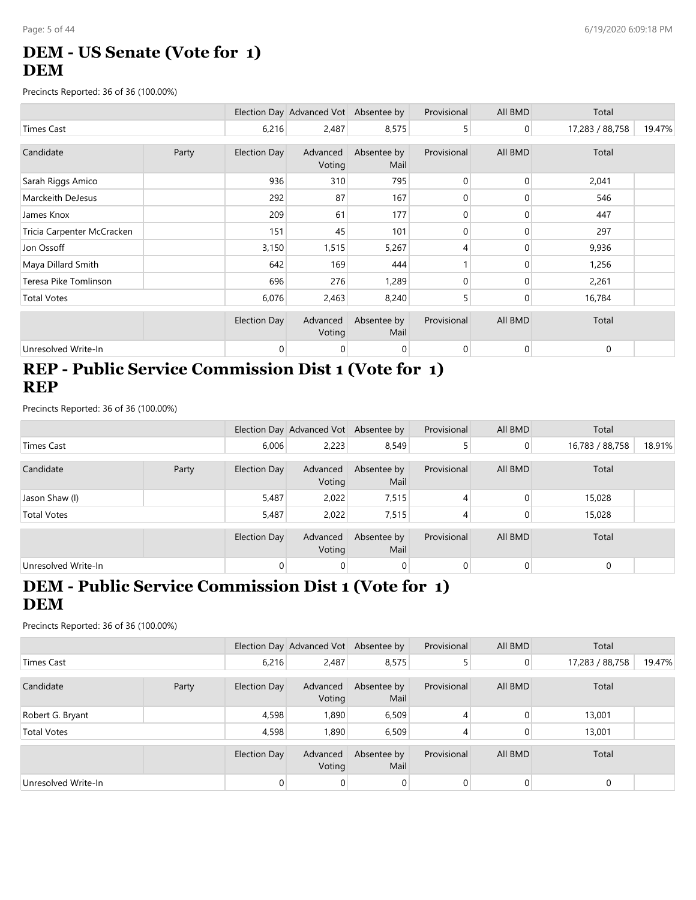# DEM - US Senate (Vote for 1)
# DEM

Precincts Reported: 36 of 36 (100.00%)

| | | Election Day | Advanced Vot | Absentee by | Provisional | All BMD | Total | |
|---|---|---|---|---|---|---|---|---|
| Times Cast | | 6,216 | 2,487 | 8,575 | 5 | 0 | 17,283 / 88,758 | 19.47% |

| Candidate | Party | Election Day | Advanced Voting | Absentee by Mail | Provisional | All BMD | Total | |
|---|---|---|---|---|---|---|---|---|
| Sarah Riggs Amico | | 936 | 310 | 795 | 0 | 0 | 2,041 | |
| Marckeith DeJesus | | 292 | 87 | 167 | 0 | 0 | 546 | |
| James Knox | | 209 | 61 | 177 | 0 | 0 | 447 | |
| Tricia Carpenter McCracken | | 151 | 45 | 101 | 0 | 0 | 297 | |
| Jon Ossoff | | 3,150 | 1,515 | 5,267 | 4 | 0 | 9,936 | |
| Maya Dillard Smith | | 642 | 169 | 444 | 1 | 0 | 1,256 | |
| Teresa Pike Tomlinson | | 696 | 276 | 1,289 | 0 | 0 | 2,261 | |
| Total Votes | | 6,076 | 2,463 | 8,240 | 5 | 0 | 16,784 | |

| | | Election Day | Advanced Voting | Absentee by Mail | Provisional | All BMD | Total | |
|---|---|---|---|---|---|---|---|---|
| Unresolved Write-In | | 0 | 0 | 0 | 0 | 0 | 0 | |

# REP - Public Service Commission Dist 1 (Vote for 1)
# REP

Precincts Reported: 36 of 36 (100.00%)

| | | Election Day | Advanced Vot | Absentee by | Provisional | All BMD | Total | |
|---|---|---|---|---|---|---|---|---|
| Times Cast | | 6,006 | 2,223 | 8,549 | 5 | 0 | 16,783 / 88,758 | 18.91% |

| Candidate | Party | Election Day | Advanced Voting | Absentee by Mail | Provisional | All BMD | Total | |
|---|---|---|---|---|---|---|---|---|
| Jason Shaw (I) | | 5,487 | 2,022 | 7,515 | 4 | 0 | 15,028 | |
| Total Votes | | 5,487 | 2,022 | 7,515 | 4 | 0 | 15,028 | |

| | | Election Day | Advanced Voting | Absentee by Mail | Provisional | All BMD | Total | |
|---|---|---|---|---|---|---|---|---|
| Unresolved Write-In | | 0 | 0 | 0 | 0 | 0 | 0 | |

# DEM - Public Service Commission Dist 1 (Vote for 1)
# DEM

Precincts Reported: 36 of 36 (100.00%)

| | | Election Day | Advanced Vot | Absentee by | Provisional | All BMD | Total | |
|---|---|---|---|---|---|---|---|---|
| Times Cast | | 6,216 | 2,487 | 8,575 | 5 | 0 | 17,283 / 88,758 | 19.47% |

| Candidate | Party | Election Day | Advanced Voting | Absentee by Mail | Provisional | All BMD | Total | |
|---|---|---|---|---|---|---|---|---|
| Robert G. Bryant | | 4,598 | 1,890 | 6,509 | 4 | 0 | 13,001 | |
| Total Votes | | 4,598 | 1,890 | 6,509 | 4 | 0 | 13,001 | |

| | | Election Day | Advanced Voting | Absentee by Mail | Provisional | All BMD | Total | |
|---|---|---|---|---|---|---|---|---|
| Unresolved Write-In | | 0 | 0 | 0 | 0 | 0 | 0 | |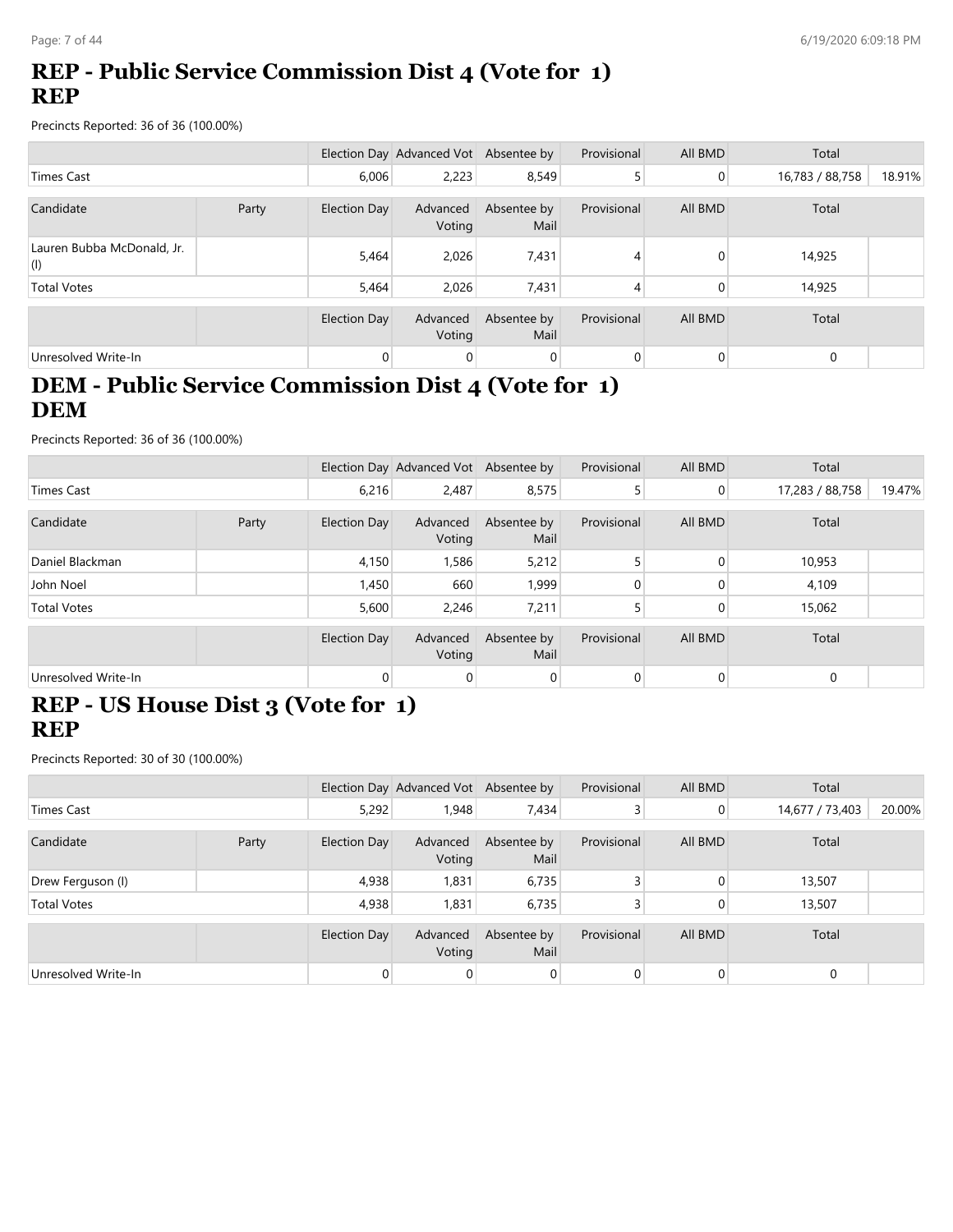## REP - Public Service Commission Dist 4 (Vote for 1) REP

Precincts Reported: 36 of 36 (100.00%)

| | | Election Day | Advanced Vot | Absentee by | Provisional | All BMD | Total | |
|---|---|---|---|---|---|---|---|---|
| Times Cast | | 6,006 | 2,223 | 8,549 | 5 | 0 | 16,783 / 88,758 | 18.91% |

| Candidate | Party | Election Day | Advanced Voting | Absentee by Mail | Provisional | All BMD | Total | |
|---|---|---|---|---|---|---|---|---|
| Lauren Bubba McDonald, Jr. (I) | | 5,464 | 2,026 | 7,431 | 4 | 0 | 14,925 | |
| Total Votes | | 5,464 | 2,026 | 7,431 | 4 | 0 | 14,925 | |

| | | Election Day | Advanced Voting | Absentee by Mail | Provisional | All BMD | Total | |
|---|---|---|---|---|---|---|---|---|
| Unresolved Write-In | | 0 | 0 | 0 | 0 | 0 | 0 | |

## DEM - Public Service Commission Dist 4 (Vote for 1) DEM

Precincts Reported: 36 of 36 (100.00%)

| | | Election Day | Advanced Vot | Absentee by | Provisional | All BMD | Total | |
|---|---|---|---|---|---|---|---|---|
| Times Cast | | 6,216 | 2,487 | 8,575 | 5 | 0 | 17,283 / 88,758 | 19.47% |

| Candidate | Party | Election Day | Advanced Voting | Absentee by Mail | Provisional | All BMD | Total | |
|---|---|---|---|---|---|---|---|---|
| Daniel Blackman | | 4,150 | 1,586 | 5,212 | 5 | 0 | 10,953 | |
| John Noel | | 1,450 | 660 | 1,999 | 0 | 0 | 4,109 | |
| Total Votes | | 5,600 | 2,246 | 7,211 | 5 | 0 | 15,062 | |

| | | Election Day | Advanced Voting | Absentee by Mail | Provisional | All BMD | Total | |
|---|---|---|---|---|---|---|---|---|
| Unresolved Write-In | | 0 | 0 | 0 | 0 | 0 | 0 | |

## REP - US House Dist 3 (Vote for 1) REP

Precincts Reported: 30 of 30 (100.00%)

| | | Election Day | Advanced Vot | Absentee by | Provisional | All BMD | Total | |
|---|---|---|---|---|---|---|---|---|
| Times Cast | | 5,292 | 1,948 | 7,434 | 3 | 0 | 14,677 / 73,403 | 20.00% |

| Candidate | Party | Election Day | Advanced Voting | Absentee by Mail | Provisional | All BMD | Total | |
|---|---|---|---|---|---|---|---|---|
| Drew Ferguson (I) | | 4,938 | 1,831 | 6,735 | 3 | 0 | 13,507 | |
| Total Votes | | 4,938 | 1,831 | 6,735 | 3 | 0 | 13,507 | |

| | | Election Day | Advanced Voting | Absentee by Mail | Provisional | All BMD | Total | |
|---|---|---|---|---|---|---|---|---|
| Unresolved Write-In | | 0 | 0 | 0 | 0 | 0 | 0 | |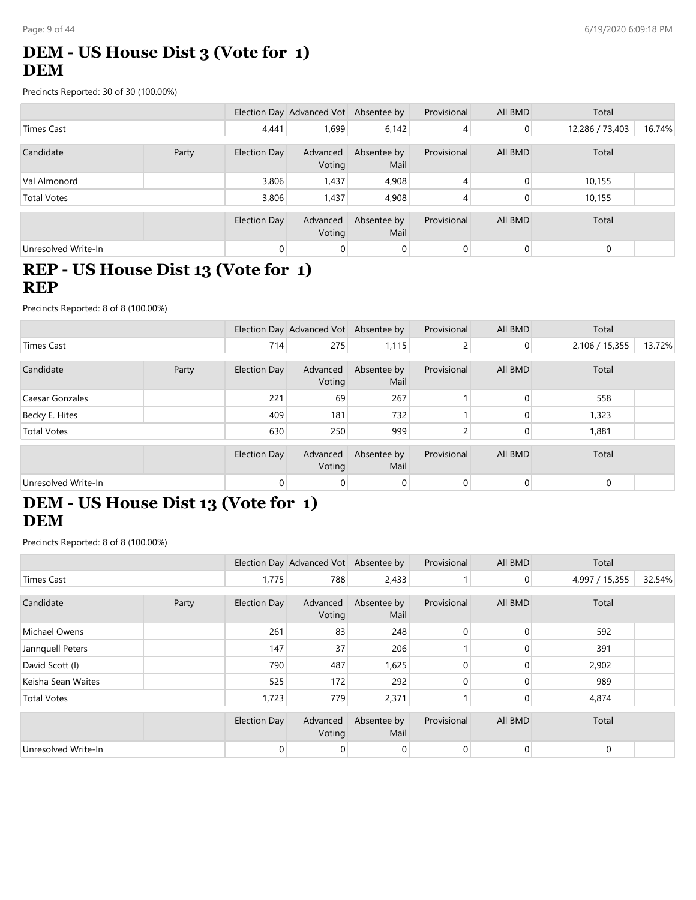# DEM - US House Dist 3 (Vote for 1)
# DEM

Precincts Reported: 30 of 30 (100.00%)

| | | Election Day | Advanced Vot | Absentee by | Provisional | All BMD | Total | |
|---|---|---|---|---|---|---|---|---|
| Times Cast | | 4,441 | 1,699 | 6,142 | 4 | 0 | 12,286 / 73,403 | 16.74% |

| Candidate | Party | Election Day | Advanced Voting | Absentee by Mail | Provisional | All BMD | Total | |
|---|---|---|---|---|---|---|---|---|
| Val Almonord | | 3,806 | 1,437 | 4,908 | 4 | 0 | 10,155 | |
| Total Votes | | 3,806 | 1,437 | 4,908 | 4 | 0 | 10,155 | |

| | | Election Day | Advanced Voting | Absentee by Mail | Provisional | All BMD | Total | |
|---|---|---|---|---|---|---|---|---|
| Unresolved Write-In | | 0 | 0 | 0 | 0 | 0 | 0 | |

# REP - US House Dist 13 (Vote for 1)
# REP

Precincts Reported: 8 of 8 (100.00%)

| | | Election Day | Advanced Vot | Absentee by | Provisional | All BMD | Total | |
|---|---|---|---|---|---|---|---|---|
| Times Cast | | 714 | 275 | 1,115 | 2 | 0 | 2,106 / 15,355 | 13.72% |

| Candidate | Party | Election Day | Advanced Voting | Absentee by Mail | Provisional | All BMD | Total | |
|---|---|---|---|---|---|---|---|---|
| Caesar Gonzales | | 221 | 69 | 267 | 1 | 0 | 558 | |
| Becky E. Hites | | 409 | 181 | 732 | 1 | 0 | 1,323 | |
| Total Votes | | 630 | 250 | 999 | 2 | 0 | 1,881 | |

| | | Election Day | Advanced Voting | Absentee by Mail | Provisional | All BMD | Total | |
|---|---|---|---|---|---|---|---|---|
| Unresolved Write-In | | 0 | 0 | 0 | 0 | 0 | 0 | |

# DEM - US House Dist 13 (Vote for 1)
# DEM

Precincts Reported: 8 of 8 (100.00%)

| | | Election Day | Advanced Vot | Absentee by | Provisional | All BMD | Total | |
|---|---|---|---|---|---|---|---|---|
| Times Cast | | 1,775 | 788 | 2,433 | 1 | 0 | 4,997 / 15,355 | 32.54% |

| Candidate | Party | Election Day | Advanced Voting | Absentee by Mail | Provisional | All BMD | Total | |
|---|---|---|---|---|---|---|---|---|
| Michael Owens | | 261 | 83 | 248 | 0 | 0 | 592 | |
| Jannquell Peters | | 147 | 37 | 206 | 1 | 0 | 391 | |
| David Scott (I) | | 790 | 487 | 1,625 | 0 | 0 | 2,902 | |
| Keisha Sean Waites | | 525 | 172 | 292 | 0 | 0 | 989 | |
| Total Votes | | 1,723 | 779 | 2,371 | 1 | 0 | 4,874 | |

| | | Election Day | Advanced Voting | Absentee by Mail | Provisional | All BMD | Total | |
|---|---|---|---|---|---|---|---|---|
| Unresolved Write-In | | 0 | 0 | 0 | 0 | 0 | 0 | |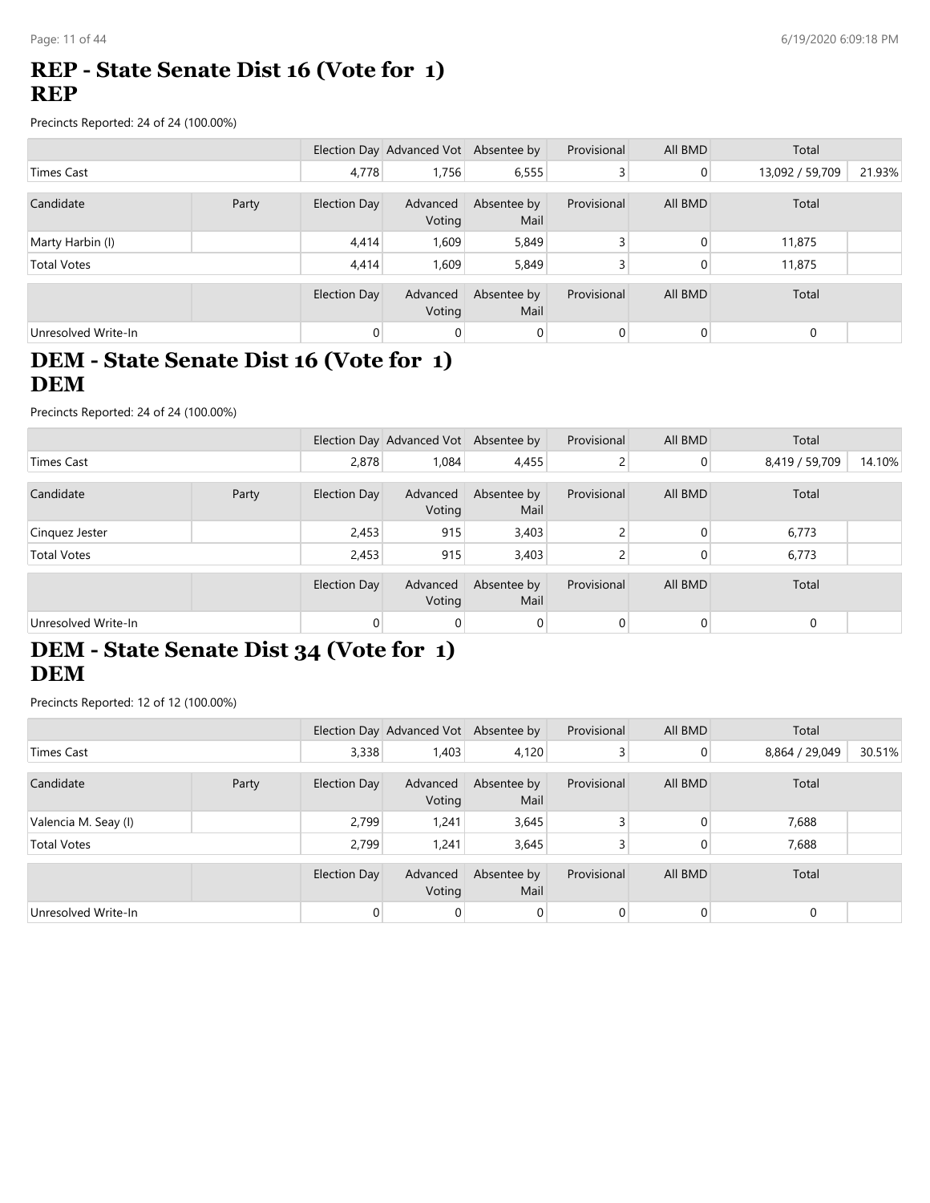## REP - State Senate Dist 16 (Vote for 1)
## REP

Precincts Reported: 24 of 24 (100.00%)

| | | Election Day | Advanced Vot | Absentee by | Provisional | All BMD | Total | |
|---|---|---|---|---|---|---|---|---|
| Times Cast | | 4,778 | 1,756 | 6,555 | 3 | 0 | 13,092 / 59,709 | 21.93% |

| Candidate | Party | Election Day | Advanced Voting | Absentee by Mail | Provisional | All BMD | Total | |
|---|---|---|---|---|---|---|---|---|
| Marty Harbin (I) | | 4,414 | 1,609 | 5,849 | 3 | 0 | 11,875 | |
| Total Votes | | 4,414 | 1,609 | 5,849 | 3 | 0 | 11,875 | |

| | | Election Day | Advanced Voting | Absentee by Mail | Provisional | All BMD | Total | |
|---|---|---|---|---|---|---|---|---|
| Unresolved Write-In | | 0 | 0 | 0 | 0 | 0 | 0 | |

## DEM - State Senate Dist 16 (Vote for 1)
## DEM

Precincts Reported: 24 of 24 (100.00%)

| | | Election Day | Advanced Vot | Absentee by | Provisional | All BMD | Total | |
|---|---|---|---|---|---|---|---|---|
| Times Cast | | 2,878 | 1,084 | 4,455 | 2 | 0 | 8,419 / 59,709 | 14.10% |

| Candidate | Party | Election Day | Advanced Voting | Absentee by Mail | Provisional | All BMD | Total | |
|---|---|---|---|---|---|---|---|---|
| Cinquez Jester | | 2,453 | 915 | 3,403 | 2 | 0 | 6,773 | |
| Total Votes | | 2,453 | 915 | 3,403 | 2 | 0 | 6,773 | |

| | | Election Day | Advanced Voting | Absentee by Mail | Provisional | All BMD | Total | |
|---|---|---|---|---|---|---|---|---|
| Unresolved Write-In | | 0 | 0 | 0 | 0 | 0 | 0 | |

## DEM - State Senate Dist 34 (Vote for 1)
## DEM

Precincts Reported: 12 of 12 (100.00%)

| | | Election Day | Advanced Vot | Absentee by | Provisional | All BMD | Total | |
|---|---|---|---|---|---|---|---|---|
| Times Cast | | 3,338 | 1,403 | 4,120 | 3 | 0 | 8,864 / 29,049 | 30.51% |

| Candidate | Party | Election Day | Advanced Voting | Absentee by Mail | Provisional | All BMD | Total | |
|---|---|---|---|---|---|---|---|---|
| Valencia M. Seay (I) | | 2,799 | 1,241 | 3,645 | 3 | 0 | 7,688 | |
| Total Votes | | 2,799 | 1,241 | 3,645 | 3 | 0 | 7,688 | |

| | | Election Day | Advanced Voting | Absentee by Mail | Provisional | All BMD | Total | |
|---|---|---|---|---|---|---|---|---|
| Unresolved Write-In | | 0 | 0 | 0 | 0 | 0 | 0 | |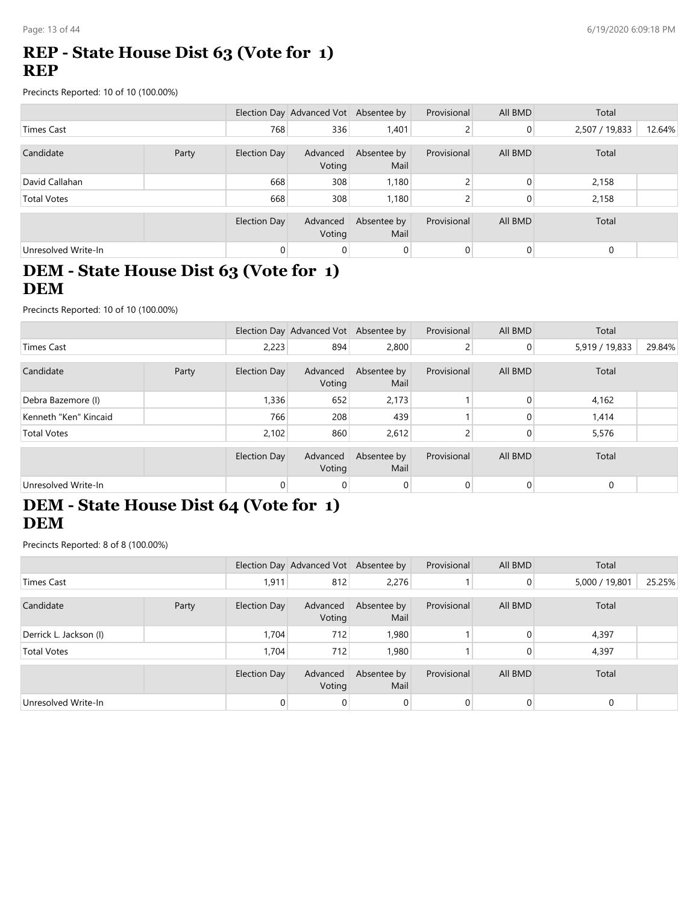# REP - State House Dist 63 (Vote for 1)
## REP

Precincts Reported: 10 of 10 (100.00%)

| | | Election Day | Advanced Vot | Absentee by | Provisional | All BMD | Total | |
|---|---|---|---|---|---|---|---|---|
| Times Cast | | 768 | 336 | 1,401 | 2 | 0 | 2,507 / 19,833 | 12.64% |

| Candidate | Party | Election Day | Advanced Voting | Absentee by Mail | Provisional | All BMD | Total | |
|---|---|---|---|---|---|---|---|---|
| David Callahan | | 668 | 308 | 1,180 | 2 | 0 | 2,158 | |
| Total Votes | | 668 | 308 | 1,180 | 2 | 0 | 2,158 | |

| | | Election Day | Advanced Voting | Absentee by Mail | Provisional | All BMD | Total | |
|---|---|---|---|---|---|---|---|---|
| Unresolved Write-In | | 0 | 0 | 0 | 0 | 0 | 0 | |

# DEM - State House Dist 63 (Vote for 1)
## DEM

Precincts Reported: 10 of 10 (100.00%)

| | | Election Day | Advanced Vot | Absentee by | Provisional | All BMD | Total | |
|---|---|---|---|---|---|---|---|---|
| Times Cast | | 2,223 | 894 | 2,800 | 2 | 0 | 5,919 / 19,833 | 29.84% |

| Candidate | Party | Election Day | Advanced Voting | Absentee by Mail | Provisional | All BMD | Total | |
|---|---|---|---|---|---|---|---|---|
| Debra Bazemore (I) | | 1,336 | 652 | 2,173 | 1 | 0 | 4,162 | |
| Kenneth "Ken" Kincaid | | 766 | 208 | 439 | 1 | 0 | 1,414 | |
| Total Votes | | 2,102 | 860 | 2,612 | 2 | 0 | 5,576 | |

| | | Election Day | Advanced Voting | Absentee by Mail | Provisional | All BMD | Total | |
|---|---|---|---|---|---|---|---|---|
| Unresolved Write-In | | 0 | 0 | 0 | 0 | 0 | 0 | |

# DEM - State House Dist 64 (Vote for 1)
## DEM

Precincts Reported: 8 of 8 (100.00%)

| | | Election Day | Advanced Vot | Absentee by | Provisional | All BMD | Total | |
|---|---|---|---|---|---|---|---|---|
| Times Cast | | 1,911 | 812 | 2,276 | 1 | 0 | 5,000 / 19,801 | 25.25% |

| Candidate | Party | Election Day | Advanced Voting | Absentee by Mail | Provisional | All BMD | Total | |
|---|---|---|---|---|---|---|---|---|
| Derrick L. Jackson (I) | | 1,704 | 712 | 1,980 | 1 | 0 | 4,397 | |
| Total Votes | | 1,704 | 712 | 1,980 | 1 | 0 | 4,397 | |

| | | Election Day | Advanced Voting | Absentee by Mail | Provisional | All BMD | Total | |
|---|---|---|---|---|---|---|---|---|
| Unresolved Write-In | | 0 | 0 | 0 | 0 | 0 | 0 | |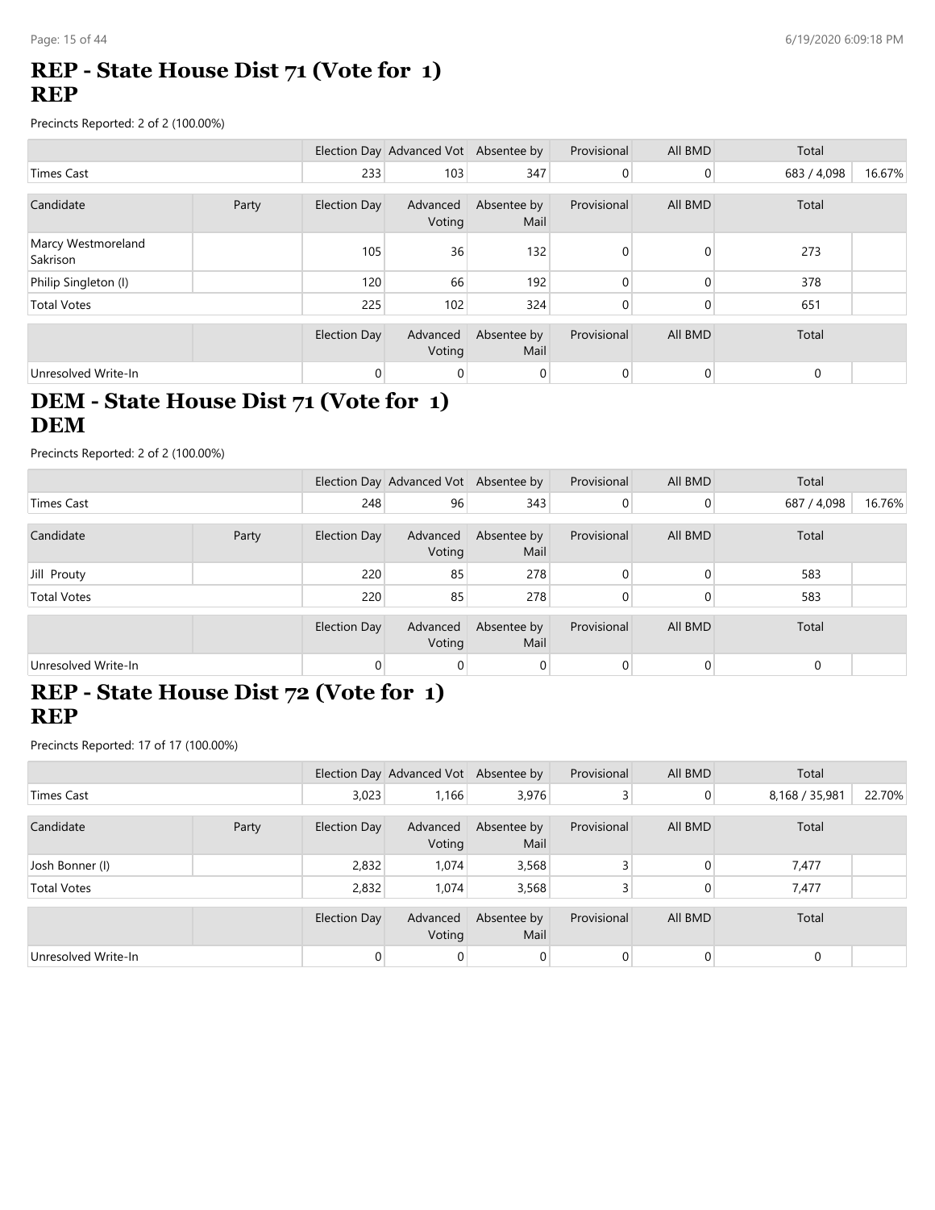# REP - State House Dist 71 (Vote for 1)
**REP**

Precincts Reported: 2 of 2 (100.00%)

| | | Election Day | Advanced Vot | Absentee by | Provisional | All BMD | Total | |
|---|---|---|---|---|---|---|---|---|
| Times Cast | | 233 | 103 | 347 | 0 | 0 | 683 / 4,098 | 16.67% |

| Candidate | Party | Election Day | Advanced Voting | Absentee by Mail | Provisional | All BMD | Total | |
|---|---|---|---|---|---|---|---|---|
| Marcy Westmoreland Sakrison | | 105 | 36 | 132 | 0 | 0 | 273 | |
| Philip Singleton (I) | | 120 | 66 | 192 | 0 | 0 | 378 | |
| Total Votes | | 225 | 102 | 324 | 0 | 0 | 651 | |

| | | Election Day | Advanced Voting | Absentee by Mail | Provisional | All BMD | Total | |
|---|---|---|---|---|---|---|---|---|
| Unresolved Write-In | | 0 | 0 | 0 | 0 | 0 | 0 | |

# DEM - State House Dist 71 (Vote for 1)
**DEM**

Precincts Reported: 2 of 2 (100.00%)

| | | Election Day | Advanced Vot | Absentee by | Provisional | All BMD | Total | |
|---|---|---|---|---|---|---|---|---|
| Times Cast | | 248 | 96 | 343 | 0 | 0 | 687 / 4,098 | 16.76% |

| Candidate | Party | Election Day | Advanced Voting | Absentee by Mail | Provisional | All BMD | Total | |
|---|---|---|---|---|---|---|---|---|
| Jill Prouty | | 220 | 85 | 278 | 0 | 0 | 583 | |
| Total Votes | | 220 | 85 | 278 | 0 | 0 | 583 | |

| | | Election Day | Advanced Voting | Absentee by Mail | Provisional | All BMD | Total | |
|---|---|---|---|---|---|---|---|---|
| Unresolved Write-In | | 0 | 0 | 0 | 0 | 0 | 0 | |

# REP - State House Dist 72 (Vote for 1)
**REP**

Precincts Reported: 17 of 17 (100.00%)

| | | Election Day | Advanced Vot | Absentee by | Provisional | All BMD | Total | |
|---|---|---|---|---|---|---|---|---|
| Times Cast | | 3,023 | 1,166 | 3,976 | 3 | 0 | 8,168 / 35,981 | 22.70% |

| Candidate | Party | Election Day | Advanced Voting | Absentee by Mail | Provisional | All BMD | Total | |
|---|---|---|---|---|---|---|---|---|
| Josh Bonner (I) | | 2,832 | 1,074 | 3,568 | 3 | 0 | 7,477 | |
| Total Votes | | 2,832 | 1,074 | 3,568 | 3 | 0 | 7,477 | |

| | | Election Day | Advanced Voting | Absentee by Mail | Provisional | All BMD | Total | |
|---|---|---|---|---|---|---|---|---|
| Unresolved Write-In | | 0 | 0 | 0 | 0 | 0 | 0 | |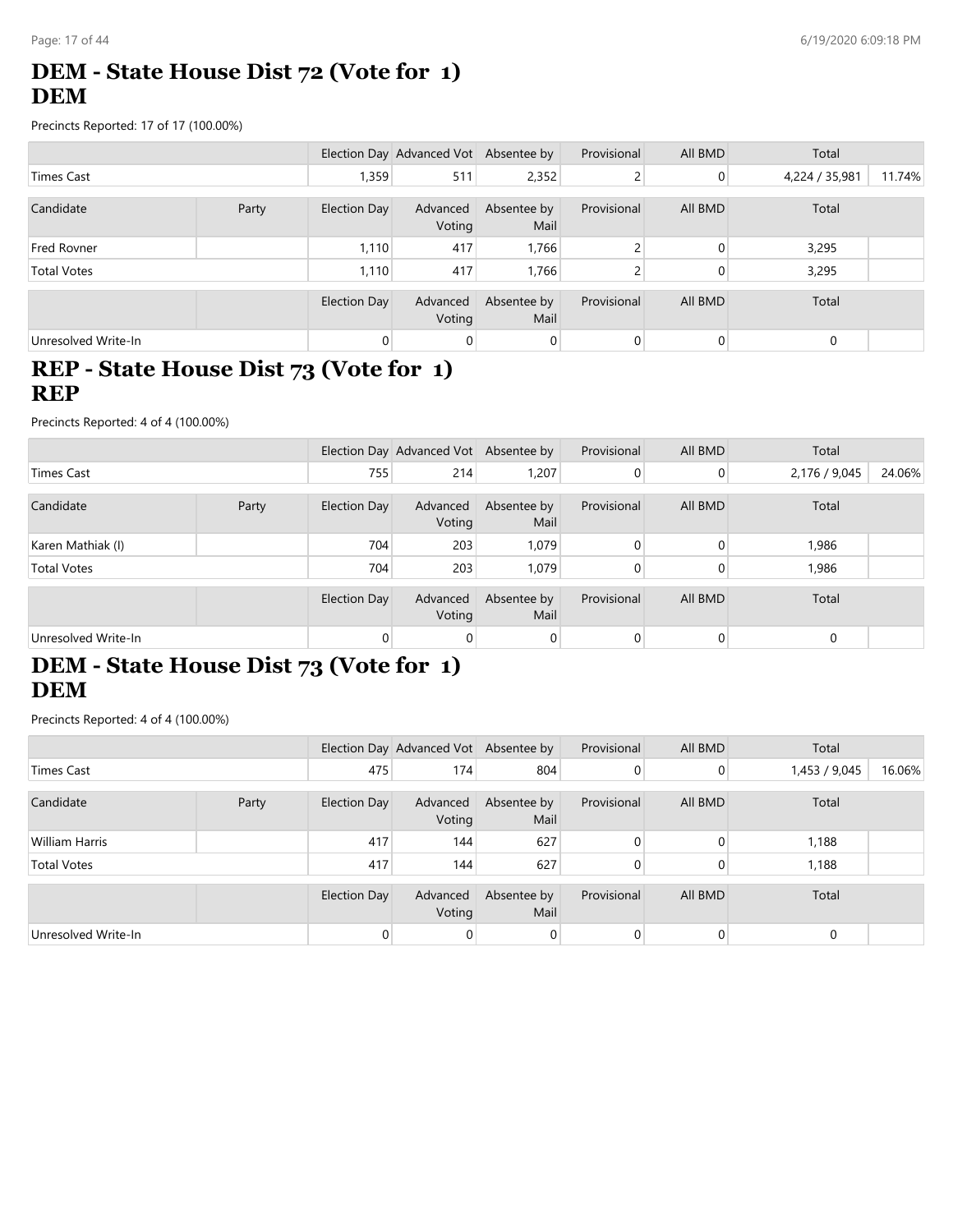# DEM - State House Dist 72 (Vote for 1)
# DEM

Precincts Reported: 17 of 17 (100.00%)

| | | Election Day | Advanced Vot | Absentee by | Provisional | All BMD | Total | |
|---|---|---|---|---|---|---|---|---|
| Times Cast | | 1,359 | 511 | 2,352 | 2 | 0 | 4,224 / 35,981 | 11.74% |

| Candidate | Party | Election Day | Advanced Voting | Absentee by Mail | Provisional | All BMD | Total | |
|---|---|---|---|---|---|---|---|---|
| Fred Rovner | | 1,110 | 417 | 1,766 | 2 | 0 | 3,295 | |
| Total Votes | | 1,110 | 417 | 1,766 | 2 | 0 | 3,295 | |

| | | Election Day | Advanced Voting | Absentee by Mail | Provisional | All BMD | Total | |
|---|---|---|---|---|---|---|---|---|
| Unresolved Write-In | | 0 | 0 | 0 | 0 | 0 | 0 | |

# REP - State House Dist 73 (Vote for 1)
# REP

Precincts Reported: 4 of 4 (100.00%)

| | | Election Day | Advanced Vot | Absentee by | Provisional | All BMD | Total | |
|---|---|---|---|---|---|---|---|---|
| Times Cast | | 755 | 214 | 1,207 | 0 | 0 | 2,176 / 9,045 | 24.06% |

| Candidate | Party | Election Day | Advanced Voting | Absentee by Mail | Provisional | All BMD | Total | |
|---|---|---|---|---|---|---|---|---|
| Karen Mathiak (I) | | 704 | 203 | 1,079 | 0 | 0 | 1,986 | |
| Total Votes | | 704 | 203 | 1,079 | 0 | 0 | 1,986 | |

| | | Election Day | Advanced Voting | Absentee by Mail | Provisional | All BMD | Total | |
|---|---|---|---|---|---|---|---|---|
| Unresolved Write-In | | 0 | 0 | 0 | 0 | 0 | 0 | |

# DEM - State House Dist 73 (Vote for 1)
# DEM

Precincts Reported: 4 of 4 (100.00%)

| | | Election Day | Advanced Vot | Absentee by | Provisional | All BMD | Total | |
|---|---|---|---|---|---|---|---|---|
| Times Cast | | 475 | 174 | 804 | 0 | 0 | 1,453 / 9,045 | 16.06% |

| Candidate | Party | Election Day | Advanced Voting | Absentee by Mail | Provisional | All BMD | Total | |
|---|---|---|---|---|---|---|---|---|
| William Harris | | 417 | 144 | 627 | 0 | 0 | 1,188 | |
| Total Votes | | 417 | 144 | 627 | 0 | 0 | 1,188 | |

| | | Election Day | Advanced Voting | Absentee by Mail | Provisional | All BMD | Total | |
|---|---|---|---|---|---|---|---|---|
| Unresolved Write-In | | 0 | 0 | 0 | 0 | 0 | 0 | |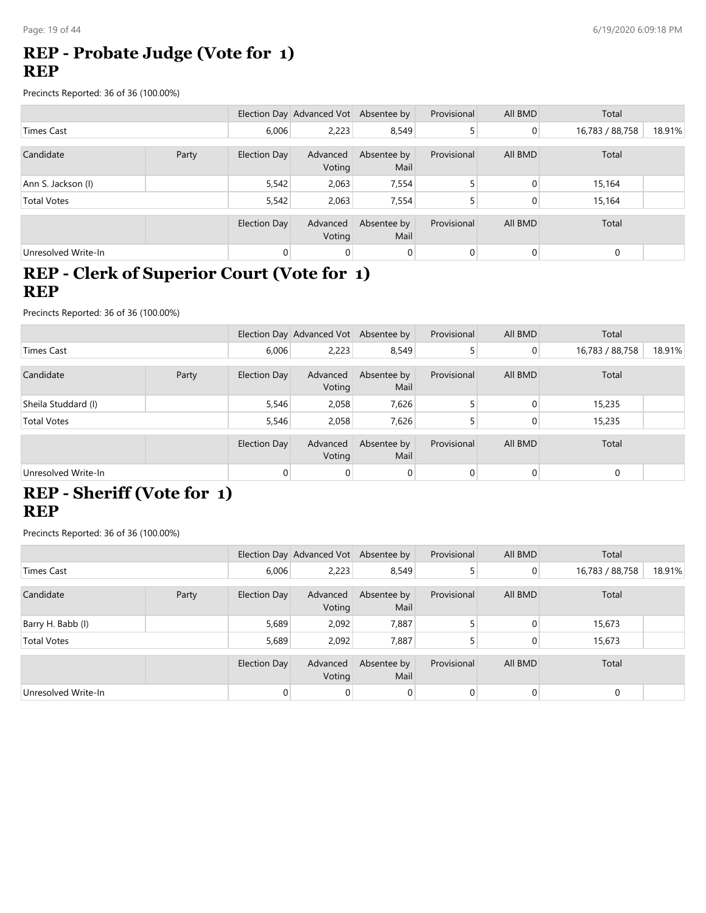# REP - Probate Judge (Vote for 1)
## REP

Precincts Reported: 36 of 36 (100.00%)

| | | Election Day | Advanced Vot | Absentee by | Provisional | All BMD | Total | |
|---|---|---|---|---|---|---|---|---|
| Times Cast | | 6,006 | 2,223 | 8,549 | 5 | 0 | 16,783 / 88,758 | 18.91% |

| Candidate | Party | Election Day | Advanced Voting | Absentee by Mail | Provisional | All BMD | Total | |
|---|---|---|---|---|---|---|---|---|
| Ann S. Jackson (I) | | 5,542 | 2,063 | 7,554 | 5 | 0 | 15,164 | |
| Total Votes | | 5,542 | 2,063 | 7,554 | 5 | 0 | 15,164 | |

| | | Election Day | Advanced Voting | Absentee by Mail | Provisional | All BMD | Total | |
|---|---|---|---|---|---|---|---|---|
| Unresolved Write-In | | 0 | 0 | 0 | 0 | 0 | 0 | |

# REP - Clerk of Superior Court (Vote for 1)
## REP

Precincts Reported: 36 of 36 (100.00%)

| | | Election Day | Advanced Vot | Absentee by | Provisional | All BMD | Total | |
|---|---|---|---|---|---|---|---|---|
| Times Cast | | 6,006 | 2,223 | 8,549 | 5 | 0 | 16,783 / 88,758 | 18.91% |

| Candidate | Party | Election Day | Advanced Voting | Absentee by Mail | Provisional | All BMD | Total | |
|---|---|---|---|---|---|---|---|---|
| Sheila Studdard (I) | | 5,546 | 2,058 | 7,626 | 5 | 0 | 15,235 | |
| Total Votes | | 5,546 | 2,058 | 7,626 | 5 | 0 | 15,235 | |

| | | Election Day | Advanced Voting | Absentee by Mail | Provisional | All BMD | Total | |
|---|---|---|---|---|---|---|---|---|
| Unresolved Write-In | | 0 | 0 | 0 | 0 | 0 | 0 | |

# REP - Sheriff (Vote for 1)
## REP

Precincts Reported: 36 of 36 (100.00%)

| | | Election Day | Advanced Vot | Absentee by | Provisional | All BMD | Total | |
|---|---|---|---|---|---|---|---|---|
| Times Cast | | 6,006 | 2,223 | 8,549 | 5 | 0 | 16,783 / 88,758 | 18.91% |

| Candidate | Party | Election Day | Advanced Voting | Absentee by Mail | Provisional | All BMD | Total | |
|---|---|---|---|---|---|---|---|---|
| Barry H. Babb (I) | | 5,689 | 2,092 | 7,887 | 5 | 0 | 15,673 | |
| Total Votes | | 5,689 | 2,092 | 7,887 | 5 | 0 | 15,673 | |

| | | Election Day | Advanced Voting | Absentee by Mail | Provisional | All BMD | Total | |
|---|---|---|---|---|---|---|---|---|
| Unresolved Write-In | | 0 | 0 | 0 | 0 | 0 | 0 | |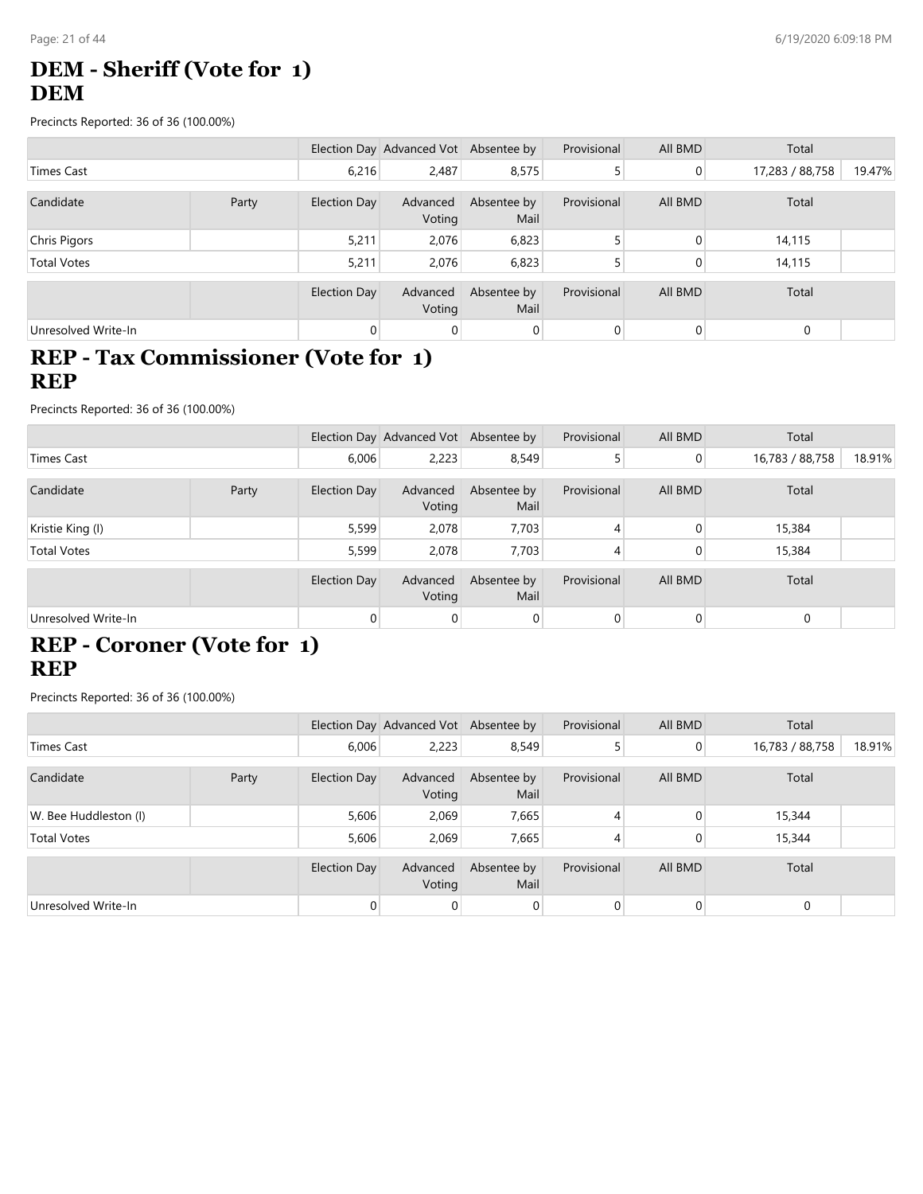## DEM - Sheriff (Vote for 1)
## DEM

Precincts Reported: 36 of 36 (100.00%)

| | | Election Day | Advanced Vot | Absentee by | Provisional | All BMD | Total | |
|---|---|---|---|---|---|---|---|---|
| Times Cast | | 6,216 | 2,487 | 8,575 | 5 | 0 | 17,283 / 88,758 | 19.47% |

| Candidate | Party | Election Day | Advanced Voting | Absentee by Mail | Provisional | All BMD | Total | |
|---|---|---|---|---|---|---|---|---|
| Chris Pigors | | 5,211 | 2,076 | 6,823 | 5 | 0 | 14,115 | |
| Total Votes | | 5,211 | 2,076 | 6,823 | 5 | 0 | 14,115 | |

| | | Election Day | Advanced Voting | Absentee by Mail | Provisional | All BMD | Total | |
|---|---|---|---|---|---|---|---|---|
| Unresolved Write-In | | 0 | 0 | 0 | 0 | 0 | 0 | |

## REP - Tax Commissioner (Vote for 1)
## REP

Precincts Reported: 36 of 36 (100.00%)

| | | Election Day | Advanced Vot | Absentee by | Provisional | All BMD | Total | |
|---|---|---|---|---|---|---|---|---|
| Times Cast | | 6,006 | 2,223 | 8,549 | 5 | 0 | 16,783 / 88,758 | 18.91% |

| Candidate | Party | Election Day | Advanced Voting | Absentee by Mail | Provisional | All BMD | Total | |
|---|---|---|---|---|---|---|---|---|
| Kristie King (I) | | 5,599 | 2,078 | 7,703 | 4 | 0 | 15,384 | |
| Total Votes | | 5,599 | 2,078 | 7,703 | 4 | 0 | 15,384 | |

| | | Election Day | Advanced Voting | Absentee by Mail | Provisional | All BMD | Total | |
|---|---|---|---|---|---|---|---|---|
| Unresolved Write-In | | 0 | 0 | 0 | 0 | 0 | 0 | |

## REP - Coroner (Vote for 1)
## REP

Precincts Reported: 36 of 36 (100.00%)

| | | Election Day | Advanced Vot | Absentee by | Provisional | All BMD | Total | |
|---|---|---|---|---|---|---|---|---|
| Times Cast | | 6,006 | 2,223 | 8,549 | 5 | 0 | 16,783 / 88,758 | 18.91% |

| Candidate | Party | Election Day | Advanced Voting | Absentee by Mail | Provisional | All BMD | Total | |
|---|---|---|---|---|---|---|---|---|
| W. Bee Huddleston (I) | | 5,606 | 2,069 | 7,665 | 4 | 0 | 15,344 | |
| Total Votes | | 5,606 | 2,069 | 7,665 | 4 | 0 | 15,344 | |

| | | Election Day | Advanced Voting | Absentee by Mail | Provisional | All BMD | Total | |
|---|---|---|---|---|---|---|---|---|
| Unresolved Write-In | | 0 | 0 | 0 | 0 | 0 | 0 | |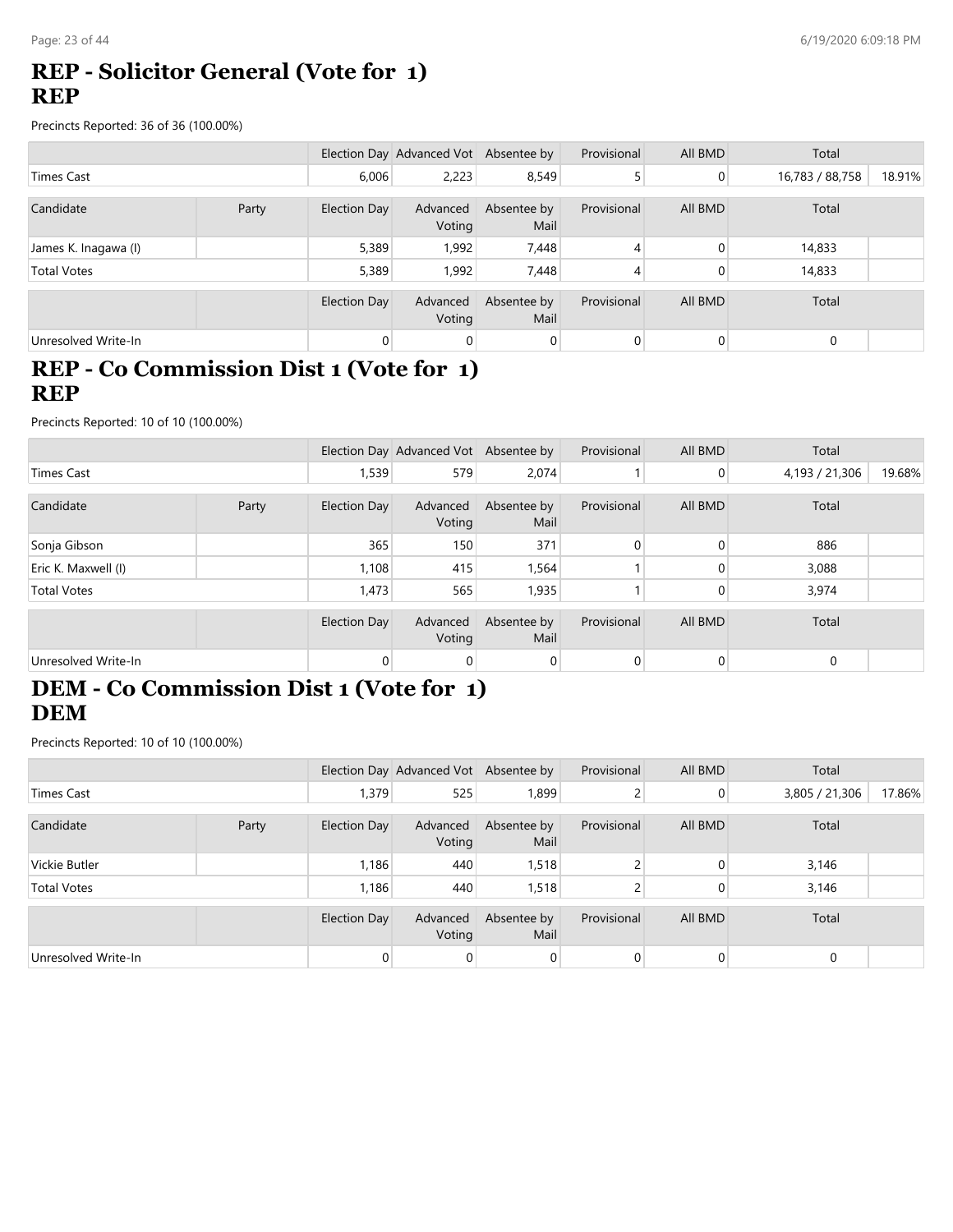# REP - Solicitor General (Vote for 1)
# REP

Precincts Reported: 36 of 36 (100.00%)

| | | Election Day | Advanced Vot | Absentee by | Provisional | All BMD | Total | |
|---|---|---|---|---|---|---|---|---|
| Times Cast | | 6,006 | 2,223 | 8,549 | 5 | 0 | 16,783 / 88,758 | 18.91% |

| Candidate | Party | Election Day | Advanced Voting | Absentee by Mail | Provisional | All BMD | Total | |
|---|---|---|---|---|---|---|---|---|
| James K. Inagawa (I) | | 5,389 | 1,992 | 7,448 | 4 | 0 | 14,833 | |
| Total Votes | | 5,389 | 1,992 | 7,448 | 4 | 0 | 14,833 | |

| | | Election Day | Advanced Voting | Absentee by Mail | Provisional | All BMD | Total | |
|---|---|---|---|---|---|---|---|---|
| Unresolved Write-In | | 0 | 0 | 0 | 0 | 0 | 0 | |

# REP - Co Commission Dist 1 (Vote for 1)
# REP

Precincts Reported: 10 of 10 (100.00%)

| | | Election Day | Advanced Vot | Absentee by | Provisional | All BMD | Total | |
|---|---|---|---|---|---|---|---|---|
| Times Cast | | 1,539 | 579 | 2,074 | 1 | 0 | 4,193 / 21,306 | 19.68% |

| Candidate | Party | Election Day | Advanced Voting | Absentee by Mail | Provisional | All BMD | Total | |
|---|---|---|---|---|---|---|---|---|
| Sonja Gibson | | 365 | 150 | 371 | 0 | 0 | 886 | |
| Eric K. Maxwell (I) | | 1,108 | 415 | 1,564 | 1 | 0 | 3,088 | |
| Total Votes | | 1,473 | 565 | 1,935 | 1 | 0 | 3,974 | |

| | | Election Day | Advanced Voting | Absentee by Mail | Provisional | All BMD | Total | |
|---|---|---|---|---|---|---|---|---|
| Unresolved Write-In | | 0 | 0 | 0 | 0 | 0 | 0 | |

# DEM - Co Commission Dist 1 (Vote for 1)
# DEM

Precincts Reported: 10 of 10 (100.00%)

| | | Election Day | Advanced Vot | Absentee by | Provisional | All BMD | Total | |
|---|---|---|---|---|---|---|---|---|
| Times Cast | | 1,379 | 525 | 1,899 | 2 | 0 | 3,805 / 21,306 | 17.86% |

| Candidate | Party | Election Day | Advanced Voting | Absentee by Mail | Provisional | All BMD | Total | |
|---|---|---|---|---|---|---|---|---|
| Vickie Butler | | 1,186 | 440 | 1,518 | 2 | 0 | 3,146 | |
| Total Votes | | 1,186 | 440 | 1,518 | 2 | 0 | 3,146 | |

| | | Election Day | Advanced Voting | Absentee by Mail | Provisional | All BMD | Total | |
|---|---|---|---|---|---|---|---|---|
| Unresolved Write-In | | 0 | 0 | 0 | 0 | 0 | 0 | |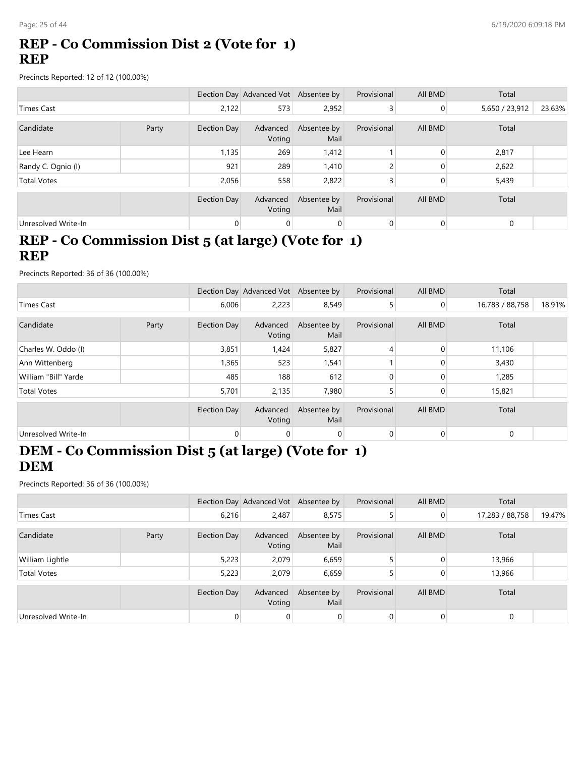## REP - Co Commission Dist 2 (Vote for 1)
## REP

Precincts Reported: 12 of 12 (100.00%)

| | | Election Day | Advanced Vot | Absentee by | Provisional | All BMD | Total | |
|---|---|---|---|---|---|---|---|---|
| Times Cast | | 2,122 | 573 | 2,952 | 3 | 0 | 5,650 / 23,912 | 23.63% |

| Candidate | Party | Election Day | Advanced Voting | Absentee by Mail | Provisional | All BMD | Total | |
|---|---|---|---|---|---|---|---|---|
| Lee Hearn | | 1,135 | 269 | 1,412 | 1 | 0 | 2,817 | |
| Randy C. Ognio (I) | | 921 | 289 | 1,410 | 2 | 0 | 2,622 | |
| Total Votes | | 2,056 | 558 | 2,822 | 3 | 0 | 5,439 | |

| | | Election Day | Advanced Voting | Absentee by Mail | Provisional | All BMD | Total | |
|---|---|---|---|---|---|---|---|---|
| Unresolved Write-In | | 0 | 0 | 0 | 0 | 0 | 0 | |

## REP - Co Commission Dist 5 (at large) (Vote for 1)
## REP

Precincts Reported: 36 of 36 (100.00%)

| | | Election Day | Advanced Vot | Absentee by | Provisional | All BMD | Total | |
|---|---|---|---|---|---|---|---|---|
| Times Cast | | 6,006 | 2,223 | 8,549 | 5 | 0 | 16,783 / 88,758 | 18.91% |

| Candidate | Party | Election Day | Advanced Voting | Absentee by Mail | Provisional | All BMD | Total | |
|---|---|---|---|---|---|---|---|---|
| Charles W. Oddo (I) | | 3,851 | 1,424 | 5,827 | 4 | 0 | 11,106 | |
| Ann Wittenberg | | 1,365 | 523 | 1,541 | 1 | 0 | 3,430 | |
| William "Bill" Yarde | | 485 | 188 | 612 | 0 | 0 | 1,285 | |
| Total Votes | | 5,701 | 2,135 | 7,980 | 5 | 0 | 15,821 | |

| | | Election Day | Advanced Voting | Absentee by Mail | Provisional | All BMD | Total | |
|---|---|---|---|---|---|---|---|---|
| Unresolved Write-In | | 0 | 0 | 0 | 0 | 0 | 0 | |

## DEM - Co Commission Dist 5 (at large) (Vote for 1)
## DEM

Precincts Reported: 36 of 36 (100.00%)

| | | Election Day | Advanced Vot | Absentee by | Provisional | All BMD | Total | |
|---|---|---|---|---|---|---|---|---|
| Times Cast | | 6,216 | 2,487 | 8,575 | 5 | 0 | 17,283 / 88,758 | 19.47% |

| Candidate | Party | Election Day | Advanced Voting | Absentee by Mail | Provisional | All BMD | Total | |
|---|---|---|---|---|---|---|---|---|
| William Lightle | | 5,223 | 2,079 | 6,659 | 5 | 0 | 13,966 | |
| Total Votes | | 5,223 | 2,079 | 6,659 | 5 | 0 | 13,966 | |

| | | Election Day | Advanced Voting | Absentee by Mail | Provisional | All BMD | Total | |
|---|---|---|---|---|---|---|---|---|
| Unresolved Write-In | | 0 | 0 | 0 | 0 | 0 | 0 | |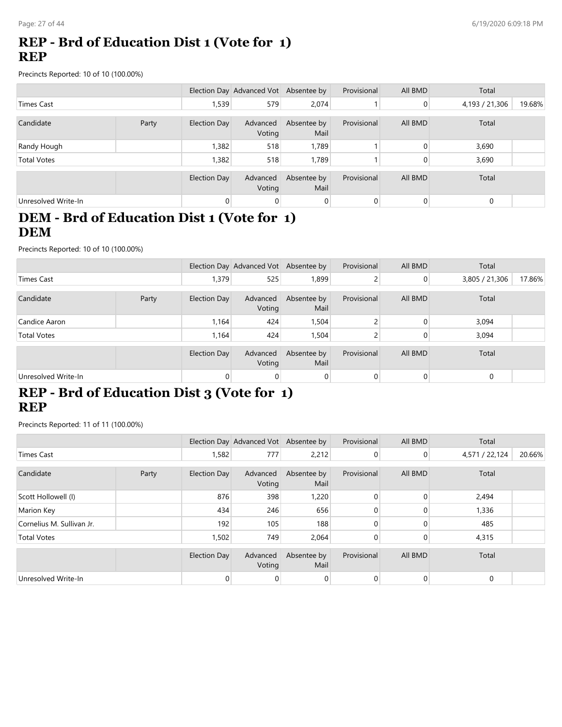# REP - Brd of Education Dist 1 (Vote for 1) REP

Precincts Reported: 10 of 10 (100.00%)

| | | Election Day | Advanced Vot | Absentee by | Provisional | All BMD | Total | |
|---|---|---|---|---|---|---|---|---|
| Times Cast | | 1,539 | 579 | 2,074 | 1 | 0 | 4,193 / 21,306 | 19.68% |

| Candidate | Party | Election Day | Advanced Voting | Absentee by Mail | Provisional | All BMD | Total | |
|---|---|---|---|---|---|---|---|---|
| Randy Hough | | 1,382 | 518 | 1,789 | 1 | 0 | 3,690 | |
| Total Votes | | 1,382 | 518 | 1,789 | 1 | 0 | 3,690 | |

| | | Election Day | Advanced Voting | Absentee by Mail | Provisional | All BMD | Total | |
|---|---|---|---|---|---|---|---|---|
| Unresolved Write-In | | 0 | 0 | 0 | 0 | 0 | 0 | |

# DEM - Brd of Education Dist 1 (Vote for 1) DEM

Precincts Reported: 10 of 10 (100.00%)

| | | Election Day | Advanced Vot | Absentee by | Provisional | All BMD | Total | |
|---|---|---|---|---|---|---|---|---|
| Times Cast | | 1,379 | 525 | 1,899 | 2 | 0 | 3,805 / 21,306 | 17.86% |

| Candidate | Party | Election Day | Advanced Voting | Absentee by Mail | Provisional | All BMD | Total | |
|---|---|---|---|---|---|---|---|---|
| Candice Aaron | | 1,164 | 424 | 1,504 | 2 | 0 | 3,094 | |
| Total Votes | | 1,164 | 424 | 1,504 | 2 | 0 | 3,094 | |

| | | Election Day | Advanced Voting | Absentee by Mail | Provisional | All BMD | Total | |
|---|---|---|---|---|---|---|---|---|
| Unresolved Write-In | | 0 | 0 | 0 | 0 | 0 | 0 | |

# REP - Brd of Education Dist 3 (Vote for 1) REP

Precincts Reported: 11 of 11 (100.00%)

| | | Election Day | Advanced Vot | Absentee by | Provisional | All BMD | Total | |
|---|---|---|---|---|---|---|---|---|
| Times Cast | | 1,582 | 777 | 2,212 | 0 | 0 | 4,571 / 22,124 | 20.66% |

| Candidate | Party | Election Day | Advanced Voting | Absentee by Mail | Provisional | All BMD | Total | |
|---|---|---|---|---|---|---|---|---|
| Scott Hollowell (I) | | 876 | 398 | 1,220 | 0 | 0 | 2,494 | |
| Marion Key | | 434 | 246 | 656 | 0 | 0 | 1,336 | |
| Cornelius M. Sullivan Jr. | | 192 | 105 | 188 | 0 | 0 | 485 | |
| Total Votes | | 1,502 | 749 | 2,064 | 0 | 0 | 4,315 | |

| | | Election Day | Advanced Voting | Absentee by Mail | Provisional | All BMD | Total | |
|---|---|---|---|---|---|---|---|---|
| Unresolved Write-In | | 0 | 0 | 0 | 0 | 0 | 0 | |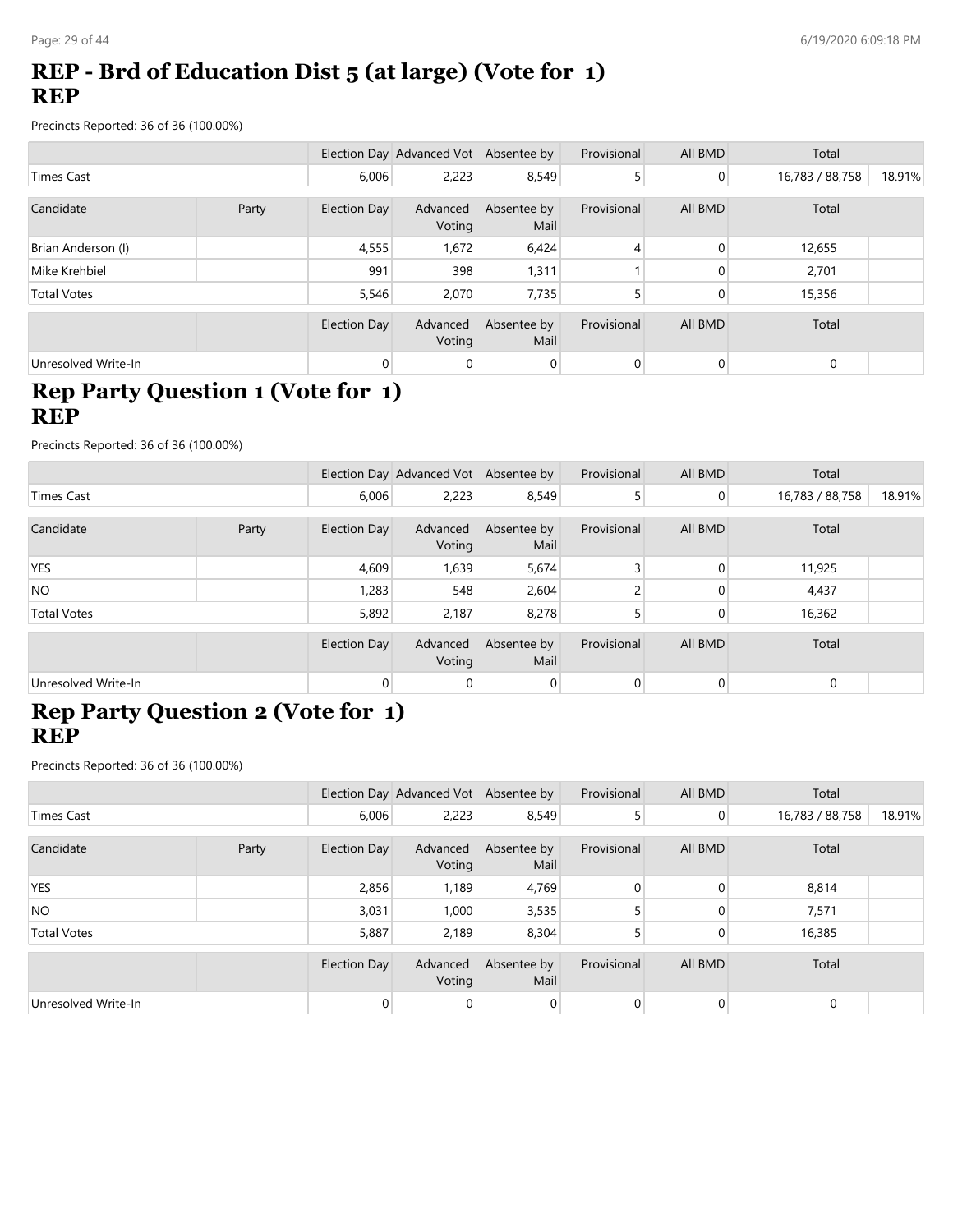# REP - Brd of Education Dist 5 (at large) (Vote for 1)
# REP

Precincts Reported: 36 of 36 (100.00%)

| | | Election Day | Advanced Vot | Absentee by | Provisional | All BMD | Total | |
|---|---|---|---|---|---|---|---|---|
| Times Cast | | 6,006 | 2,223 | 8,549 | 5 | 0 | 16,783 / 88,758 | 18.91% |

| Candidate | Party | Election Day | Advanced Voting | Absentee by Mail | Provisional | All BMD | Total | |
|---|---|---|---|---|---|---|---|---|
| Brian Anderson (I) | | 4,555 | 1,672 | 6,424 | 4 | 0 | 12,655 | |
| Mike Krehbiel | | 991 | 398 | 1,311 | 1 | 0 | 2,701 | |
| Total Votes | | 5,546 | 2,070 | 7,735 | 5 | 0 | 15,356 | |

| | | Election Day | Advanced Voting | Absentee by Mail | Provisional | All BMD | Total | |
|---|---|---|---|---|---|---|---|---|
| Unresolved Write-In | | 0 | 0 | 0 | 0 | 0 | 0 | |

# Rep Party Question 1 (Vote for 1)
# REP

Precincts Reported: 36 of 36 (100.00%)

| | | Election Day | Advanced Vot | Absentee by | Provisional | All BMD | Total | |
|---|---|---|---|---|---|---|---|---|
| Times Cast | | 6,006 | 2,223 | 8,549 | 5 | 0 | 16,783 / 88,758 | 18.91% |

| Candidate | Party | Election Day | Advanced Voting | Absentee by Mail | Provisional | All BMD | Total | |
|---|---|---|---|---|---|---|---|---|
| YES | | 4,609 | 1,639 | 5,674 | 3 | 0 | 11,925 | |
| NO | | 1,283 | 548 | 2,604 | 2 | 0 | 4,437 | |
| Total Votes | | 5,892 | 2,187 | 8,278 | 5 | 0 | 16,362 | |

| | | Election Day | Advanced Voting | Absentee by Mail | Provisional | All BMD | Total | |
|---|---|---|---|---|---|---|---|---|
| Unresolved Write-In | | 0 | 0 | 0 | 0 | 0 | 0 | |

# Rep Party Question 2 (Vote for 1)
# REP

Precincts Reported: 36 of 36 (100.00%)

| | | Election Day | Advanced Vot | Absentee by | Provisional | All BMD | Total | |
|---|---|---|---|---|---|---|---|---|
| Times Cast | | 6,006 | 2,223 | 8,549 | 5 | 0 | 16,783 / 88,758 | 18.91% |

| Candidate | Party | Election Day | Advanced Voting | Absentee by Mail | Provisional | All BMD | Total | |
|---|---|---|---|---|---|---|---|---|
| YES | | 2,856 | 1,189 | 4,769 | 0 | 0 | 8,814 | |
| NO | | 3,031 | 1,000 | 3,535 | 5 | 0 | 7,571 | |
| Total Votes | | 5,887 | 2,189 | 8,304 | 5 | 0 | 16,385 | |

| | | Election Day | Advanced Voting | Absentee by Mail | Provisional | All BMD | Total | |
|---|---|---|---|---|---|---|---|---|
| Unresolved Write-In | | 0 | 0 | 0 | 0 | 0 | 0 | |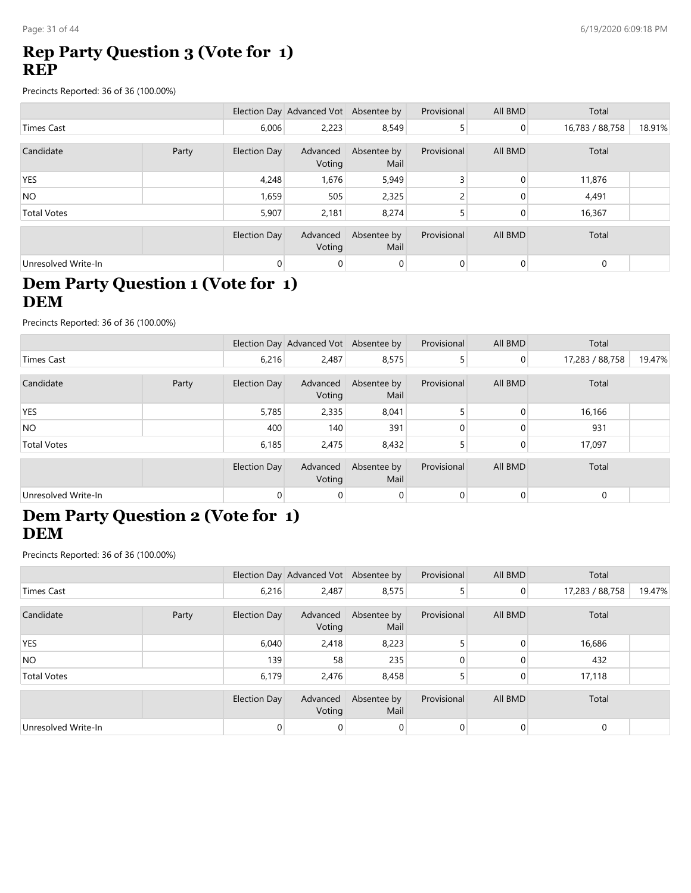## Rep Party Question 3 (Vote for 1)
## REP

Precincts Reported: 36 of 36 (100.00%)

| | | Election Day | Advanced Vot | Absentee by | Provisional | All BMD | Total | |
|---|---|---|---|---|---|---|---|---|
| Times Cast | | 6,006 | 2,223 | 8,549 | 5 | 0 | 16,783 / 88,758 | 18.91% |

| Candidate | Party | Election Day | Advanced Voting | Absentee by Mail | Provisional | All BMD | Total | |
|---|---|---|---|---|---|---|---|---|
| YES | | 4,248 | 1,676 | 5,949 | 3 | 0 | 11,876 | |
| NO | | 1,659 | 505 | 2,325 | 2 | 0 | 4,491 | |
| Total Votes | | 5,907 | 2,181 | 8,274 | 5 | 0 | 16,367 | |

| | | Election Day | Advanced Voting | Absentee by Mail | Provisional | All BMD | Total | |
|---|---|---|---|---|---|---|---|---|
| Unresolved Write-In | | 0 | 0 | 0 | 0 | 0 | 0 | |

## Dem Party Question 1 (Vote for 1)
## DEM

Precincts Reported: 36 of 36 (100.00%)

| | | Election Day | Advanced Vot | Absentee by | Provisional | All BMD | Total | |
|---|---|---|---|---|---|---|---|---|
| Times Cast | | 6,216 | 2,487 | 8,575 | 5 | 0 | 17,283 / 88,758 | 19.47% |

| Candidate | Party | Election Day | Advanced Voting | Absentee by Mail | Provisional | All BMD | Total | |
|---|---|---|---|---|---|---|---|---|
| YES | | 5,785 | 2,335 | 8,041 | 5 | 0 | 16,166 | |
| NO | | 400 | 140 | 391 | 0 | 0 | 931 | |
| Total Votes | | 6,185 | 2,475 | 8,432 | 5 | 0 | 17,097 | |

| | | Election Day | Advanced Voting | Absentee by Mail | Provisional | All BMD | Total | |
|---|---|---|---|---|---|---|---|---|
| Unresolved Write-In | | 0 | 0 | 0 | 0 | 0 | 0 | |

## Dem Party Question 2 (Vote for 1)
## DEM

Precincts Reported: 36 of 36 (100.00%)

| | | Election Day | Advanced Vot | Absentee by | Provisional | All BMD | Total | |
|---|---|---|---|---|---|---|---|---|
| Times Cast | | 6,216 | 2,487 | 8,575 | 5 | 0 | 17,283 / 88,758 | 19.47% |

| Candidate | Party | Election Day | Advanced Voting | Absentee by Mail | Provisional | All BMD | Total | |
|---|---|---|---|---|---|---|---|---|
| YES | | 6,040 | 2,418 | 8,223 | 5 | 0 | 16,686 | |
| NO | | 139 | 58 | 235 | 0 | 0 | 432 | |
| Total Votes | | 6,179 | 2,476 | 8,458 | 5 | 0 | 17,118 | |

| | | Election Day | Advanced Voting | Absentee by Mail | Provisional | All BMD | Total | |
|---|---|---|---|---|---|---|---|---|
| Unresolved Write-In | | 0 | 0 | 0 | 0 | 0 | 0 | |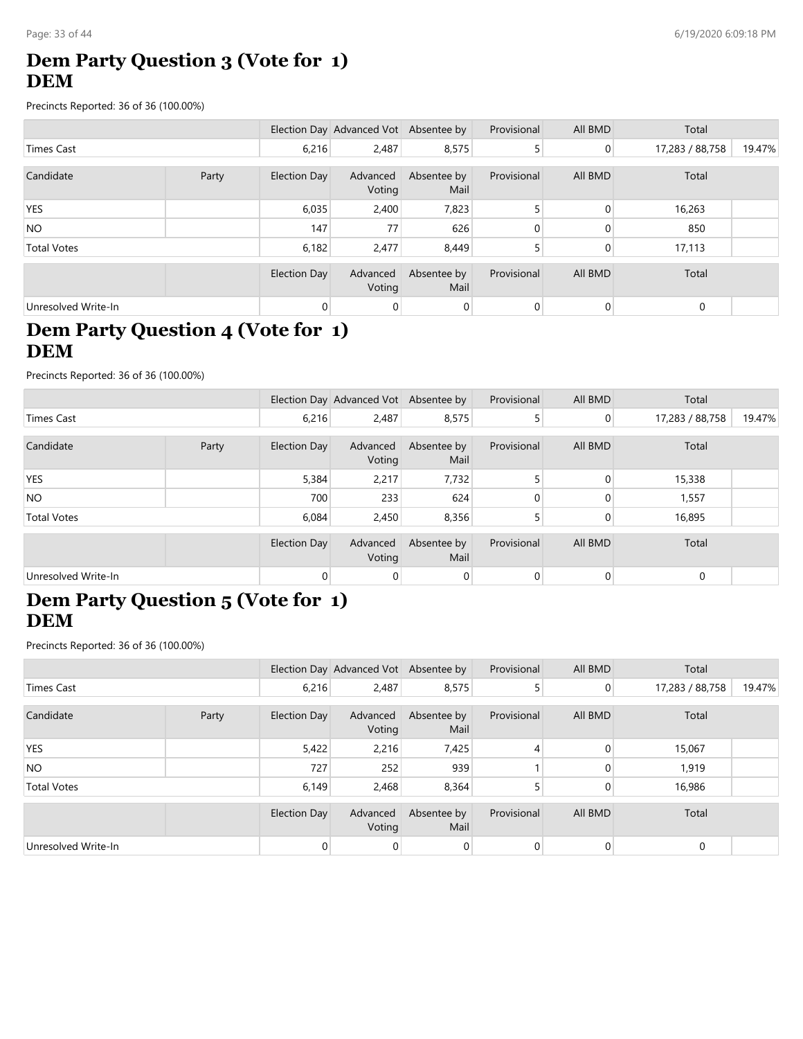# Dem Party Question 3 (Vote for 1)
## DEM

Precincts Reported: 36 of 36 (100.00%)

| | | Election Day | Advanced Vot | Absentee by | Provisional | All BMD | Total | |
|---|---|---|---|---|---|---|---|---|
| Times Cast | | 6,216 | 2,487 | 8,575 | 5 | 0 | 17,283 / 88,758 | 19.47% |

| Candidate | Party | Election Day | Advanced Voting | Absentee by Mail | Provisional | All BMD | Total | |
|---|---|---|---|---|---|---|---|---|
| YES | | 6,035 | 2,400 | 7,823 | 5 | 0 | 16,263 | |
| NO | | 147 | 77 | 626 | 0 | 0 | 850 | |
| Total Votes | | 6,182 | 2,477 | 8,449 | 5 | 0 | 17,113 | |

| | | Election Day | Advanced Voting | Absentee by Mail | Provisional | All BMD | Total | |
|---|---|---|---|---|---|---|---|---|
| Unresolved Write-In | | 0 | 0 | 0 | 0 | 0 | 0 | |

# Dem Party Question 4 (Vote for 1)
## DEM

Precincts Reported: 36 of 36 (100.00%)

| | | Election Day | Advanced Vot | Absentee by | Provisional | All BMD | Total | |
|---|---|---|---|---|---|---|---|---|
| Times Cast | | 6,216 | 2,487 | 8,575 | 5 | 0 | 17,283 / 88,758 | 19.47% |

| Candidate | Party | Election Day | Advanced Voting | Absentee by Mail | Provisional | All BMD | Total | |
|---|---|---|---|---|---|---|---|---|
| YES | | 5,384 | 2,217 | 7,732 | 5 | 0 | 15,338 | |
| NO | | 700 | 233 | 624 | 0 | 0 | 1,557 | |
| Total Votes | | 6,084 | 2,450 | 8,356 | 5 | 0 | 16,895 | |

| | | Election Day | Advanced Voting | Absentee by Mail | Provisional | All BMD | Total | |
|---|---|---|---|---|---|---|---|---|
| Unresolved Write-In | | 0 | 0 | 0 | 0 | 0 | 0 | |

# Dem Party Question 5 (Vote for 1)
## DEM

Precincts Reported: 36 of 36 (100.00%)

| | | Election Day | Advanced Vot | Absentee by | Provisional | All BMD | Total | |
|---|---|---|---|---|---|---|---|---|
| Times Cast | | 6,216 | 2,487 | 8,575 | 5 | 0 | 17,283 / 88,758 | 19.47% |

| Candidate | Party | Election Day | Advanced Voting | Absentee by Mail | Provisional | All BMD | Total | |
|---|---|---|---|---|---|---|---|---|
| YES | | 5,422 | 2,216 | 7,425 | 4 | 0 | 15,067 | |
| NO | | 727 | 252 | 939 | 1 | 0 | 1,919 | |
| Total Votes | | 6,149 | 2,468 | 8,364 | 5 | 0 | 16,986 | |

| | | Election Day | Advanced Voting | Absentee by Mail | Provisional | All BMD | Total | |
|---|---|---|---|---|---|---|---|---|
| Unresolved Write-In | | 0 | 0 | 0 | 0 | 0 | 0 | |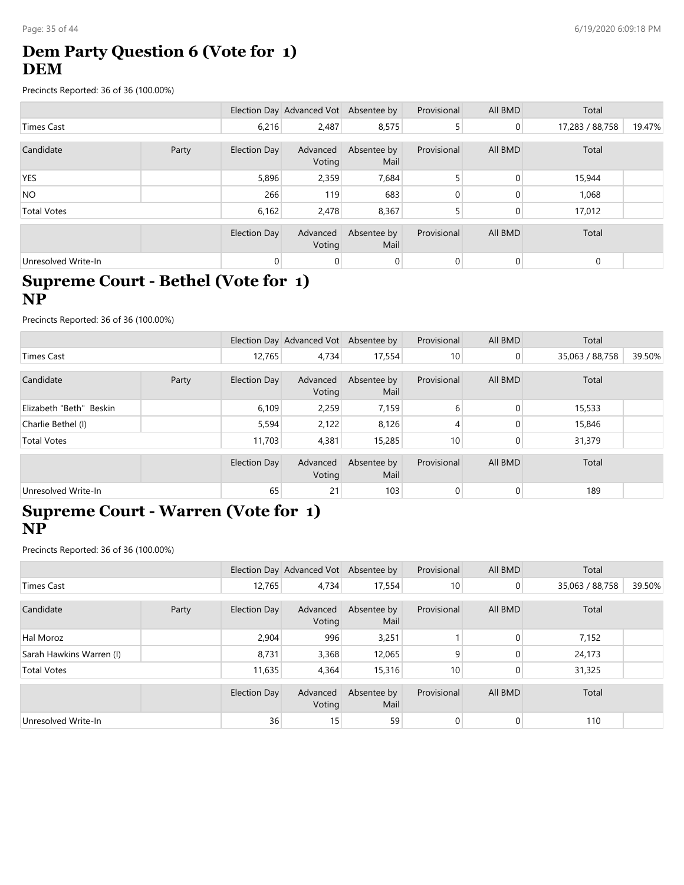## Dem Party Question 6 (Vote for 1)
## DEM

Precincts Reported: 36 of 36 (100.00%)

| | | Election Day | Advanced Vot | Absentee by | Provisional | All BMD | Total | |
|---|---|---|---|---|---|---|---|---|
| Times Cast | | 6,216 | 2,487 | 8,575 | 5 | 0 | 17,283 / 88,758 | 19.47% |

| Candidate | Party | Election Day | Advanced Voting | Absentee by Mail | Provisional | All BMD | Total | |
|---|---|---|---|---|---|---|---|---|
| YES | | 5,896 | 2,359 | 7,684 | 5 | 0 | 15,944 | |
| NO | | 266 | 119 | 683 | 0 | 0 | 1,068 | |
| Total Votes | | 6,162 | 2,478 | 8,367 | 5 | 0 | 17,012 | |

| | | Election Day | Advanced Voting | Absentee by Mail | Provisional | All BMD | Total | |
|---|---|---|---|---|---|---|---|---|
| Unresolved Write-In | | 0 | 0 | 0 | 0 | 0 | 0 | |

## Supreme Court - Bethel (Vote for 1)
## NP

Precincts Reported: 36 of 36 (100.00%)

| | | Election Day | Advanced Vot | Absentee by | Provisional | All BMD | Total | |
|---|---|---|---|---|---|---|---|---|
| Times Cast | | 12,765 | 4,734 | 17,554 | 10 | 0 | 35,063 / 88,758 | 39.50% |

| Candidate | Party | Election Day | Advanced Voting | Absentee by Mail | Provisional | All BMD | Total | |
|---|---|---|---|---|---|---|---|---|
| Elizabeth "Beth" Beskin | | 6,109 | 2,259 | 7,159 | 6 | 0 | 15,533 | |
| Charlie Bethel (I) | | 5,594 | 2,122 | 8,126 | 4 | 0 | 15,846 | |
| Total Votes | | 11,703 | 4,381 | 15,285 | 10 | 0 | 31,379 | |

| | | Election Day | Advanced Voting | Absentee by Mail | Provisional | All BMD | Total | |
|---|---|---|---|---|---|---|---|---|
| Unresolved Write-In | | 65 | 21 | 103 | 0 | 0 | 189 | |

## Supreme Court - Warren (Vote for 1)
## NP

Precincts Reported: 36 of 36 (100.00%)

| | | Election Day | Advanced Vot | Absentee by | Provisional | All BMD | Total | |
|---|---|---|---|---|---|---|---|---|
| Times Cast | | 12,765 | 4,734 | 17,554 | 10 | 0 | 35,063 / 88,758 | 39.50% |

| Candidate | Party | Election Day | Advanced Voting | Absentee by Mail | Provisional | All BMD | Total | |
|---|---|---|---|---|---|---|---|---|
| Hal Moroz | | 2,904 | 996 | 3,251 | 1 | 0 | 7,152 | |
| Sarah Hawkins Warren (I) | | 8,731 | 3,368 | 12,065 | 9 | 0 | 24,173 | |
| Total Votes | | 11,635 | 4,364 | 15,316 | 10 | 0 | 31,325 | |

| | | Election Day | Advanced Voting | Absentee by Mail | Provisional | All BMD | Total | |
|---|---|---|---|---|---|---|---|---|
| Unresolved Write-In | | 36 | 15 | 59 | 0 | 0 | 110 | |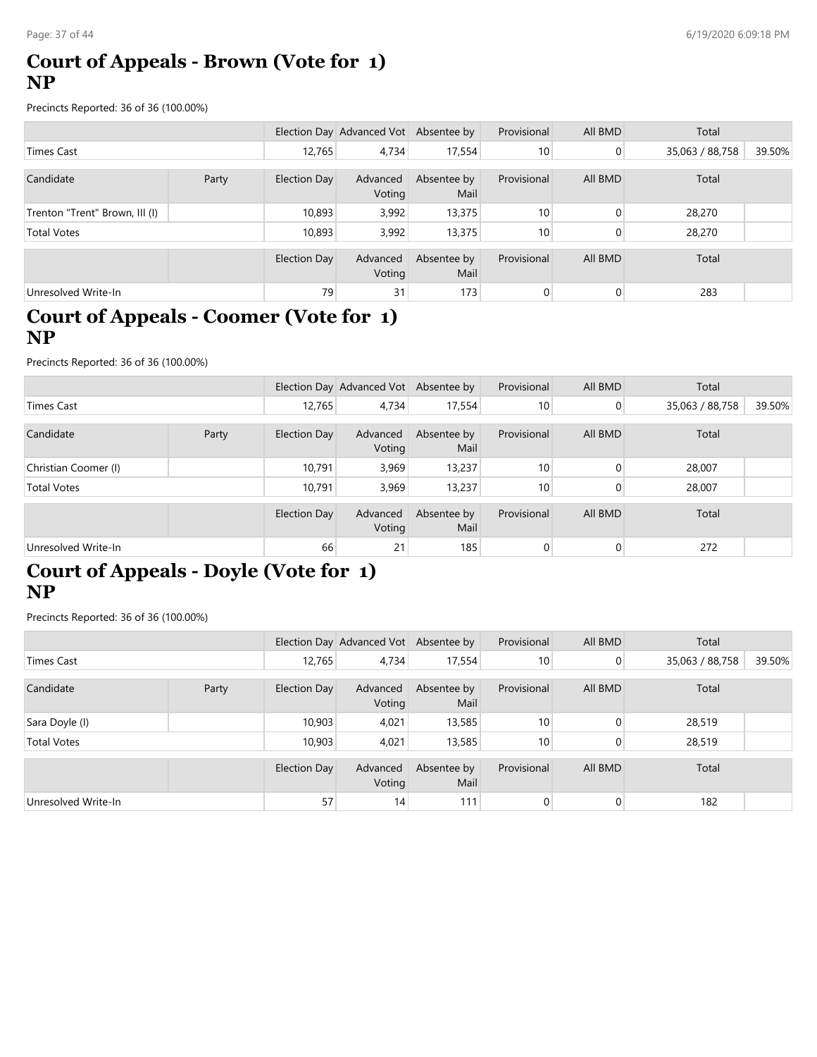## Court of Appeals - Brown (Vote for 1) NP

Precincts Reported: 36 of 36 (100.00%)

| | | Election Day | Advanced Vot | Absentee by | Provisional | All BMD | Total | |
|---|---|---|---|---|---|---|---|---|
| Times Cast | | 12,765 | 4,734 | 17,554 | 10 | 0 | 35,063 / 88,758 | 39.50% |

| Candidate | Party | Election Day | Advanced Voting | Absentee by Mail | Provisional | All BMD | Total | |
|---|---|---|---|---|---|---|---|---|
| Trenton "Trent" Brown, III (I) | | 10,893 | 3,992 | 13,375 | 10 | 0 | 28,270 | |
| Total Votes | | 10,893 | 3,992 | 13,375 | 10 | 0 | 28,270 | |

| | | Election Day | Advanced Voting | Absentee by Mail | Provisional | All BMD | Total | |
|---|---|---|---|---|---|---|---|---|
| Unresolved Write-In | | 79 | 31 | 173 | 0 | 0 | 283 | |

## Court of Appeals - Coomer (Vote for 1) NP

Precincts Reported: 36 of 36 (100.00%)

| | | Election Day | Advanced Vot | Absentee by | Provisional | All BMD | Total | |
|---|---|---|---|---|---|---|---|---|
| Times Cast | | 12,765 | 4,734 | 17,554 | 10 | 0 | 35,063 / 88,758 | 39.50% |

| Candidate | Party | Election Day | Advanced Voting | Absentee by Mail | Provisional | All BMD | Total | |
|---|---|---|---|---|---|---|---|---|
| Christian Coomer (I) | | 10,791 | 3,969 | 13,237 | 10 | 0 | 28,007 | |
| Total Votes | | 10,791 | 3,969 | 13,237 | 10 | 0 | 28,007 | |

| | | Election Day | Advanced Voting | Absentee by Mail | Provisional | All BMD | Total | |
|---|---|---|---|---|---|---|---|---|
| Unresolved Write-In | | 66 | 21 | 185 | 0 | 0 | 272 | |

## Court of Appeals - Doyle (Vote for 1) NP

Precincts Reported: 36 of 36 (100.00%)

| | | Election Day | Advanced Vot | Absentee by | Provisional | All BMD | Total | |
|---|---|---|---|---|---|---|---|---|
| Times Cast | | 12,765 | 4,734 | 17,554 | 10 | 0 | 35,063 / 88,758 | 39.50% |

| Candidate | Party | Election Day | Advanced Voting | Absentee by Mail | Provisional | All BMD | Total | |
|---|---|---|---|---|---|---|---|---|
| Sara Doyle (I) | | 10,903 | 4,021 | 13,585 | 10 | 0 | 28,519 | |
| Total Votes | | 10,903 | 4,021 | 13,585 | 10 | 0 | 28,519 | |

| | | Election Day | Advanced Voting | Absentee by Mail | Provisional | All BMD | Total | |
|---|---|---|---|---|---|---|---|---|
| Unresolved Write-In | | 57 | 14 | 111 | 0 | 0 | 182 | |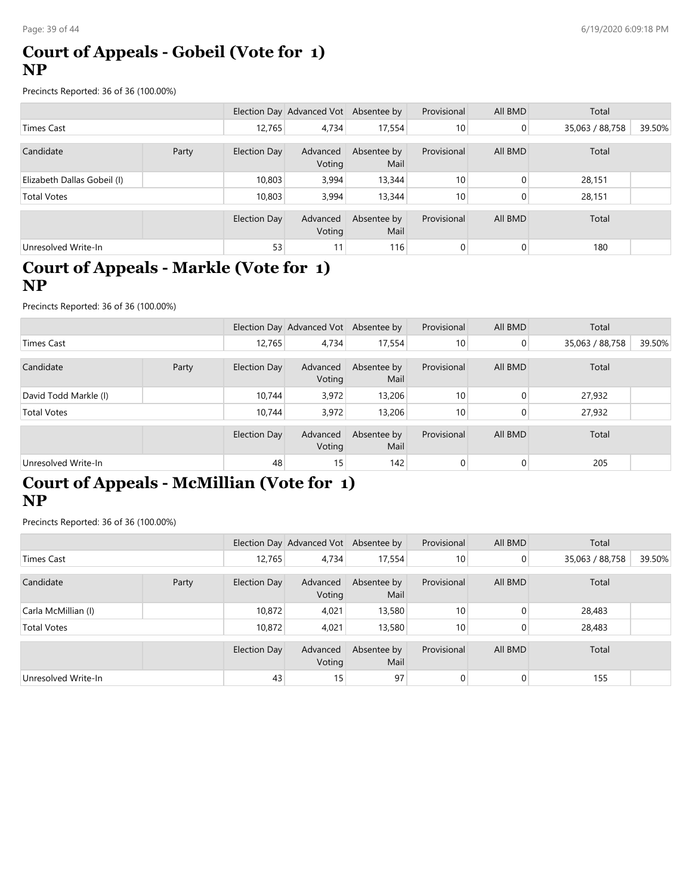# Court of Appeals - Gobeil (Vote for 1) NP

Precincts Reported: 36 of 36 (100.00%)

| | | Election Day | Advanced Vot | Absentee by | Provisional | All BMD | Total | |
|---|---|---|---|---|---|---|---|---|
| Times Cast | | 12,765 | 4,734 | 17,554 | 10 | 0 | 35,063 / 88,758 | 39.50% |

| Candidate | Party | Election Day | Advanced Voting | Absentee by Mail | Provisional | All BMD | Total | |
|---|---|---|---|---|---|---|---|---|
| Elizabeth Dallas Gobeil (I) | | 10,803 | 3,994 | 13,344 | 10 | 0 | 28,151 | |
| Total Votes | | 10,803 | 3,994 | 13,344 | 10 | 0 | 28,151 | |

| | | Election Day | Advanced Voting | Absentee by Mail | Provisional | All BMD | Total | |
|---|---|---|---|---|---|---|---|---|
| Unresolved Write-In | | 53 | 11 | 116 | 0 | 0 | 180 | |

# Court of Appeals - Markle (Vote for 1) NP

Precincts Reported: 36 of 36 (100.00%)

| | | Election Day | Advanced Vot | Absentee by | Provisional | All BMD | Total | |
|---|---|---|---|---|---|---|---|---|
| Times Cast | | 12,765 | 4,734 | 17,554 | 10 | 0 | 35,063 / 88,758 | 39.50% |

| Candidate | Party | Election Day | Advanced Voting | Absentee by Mail | Provisional | All BMD | Total | |
|---|---|---|---|---|---|---|---|---|
| David Todd Markle (I) | | 10,744 | 3,972 | 13,206 | 10 | 0 | 27,932 | |
| Total Votes | | 10,744 | 3,972 | 13,206 | 10 | 0 | 27,932 | |

| | | Election Day | Advanced Voting | Absentee by Mail | Provisional | All BMD | Total | |
|---|---|---|---|---|---|---|---|---|
| Unresolved Write-In | | 48 | 15 | 142 | 0 | 0 | 205 | |

# Court of Appeals - McMillian (Vote for 1) NP

Precincts Reported: 36 of 36 (100.00%)

| | | Election Day | Advanced Vot | Absentee by | Provisional | All BMD | Total | |
|---|---|---|---|---|---|---|---|---|
| Times Cast | | 12,765 | 4,734 | 17,554 | 10 | 0 | 35,063 / 88,758 | 39.50% |

| Candidate | Party | Election Day | Advanced Voting | Absentee by Mail | Provisional | All BMD | Total | |
|---|---|---|---|---|---|---|---|---|
| Carla McMillian (I) | | 10,872 | 4,021 | 13,580 | 10 | 0 | 28,483 | |
| Total Votes | | 10,872 | 4,021 | 13,580 | 10 | 0 | 28,483 | |

| | | Election Day | Advanced Voting | Absentee by Mail | Provisional | All BMD | Total | |
|---|---|---|---|---|---|---|---|---|
| Unresolved Write-In | | 43 | 15 | 97 | 0 | 0 | 155 | |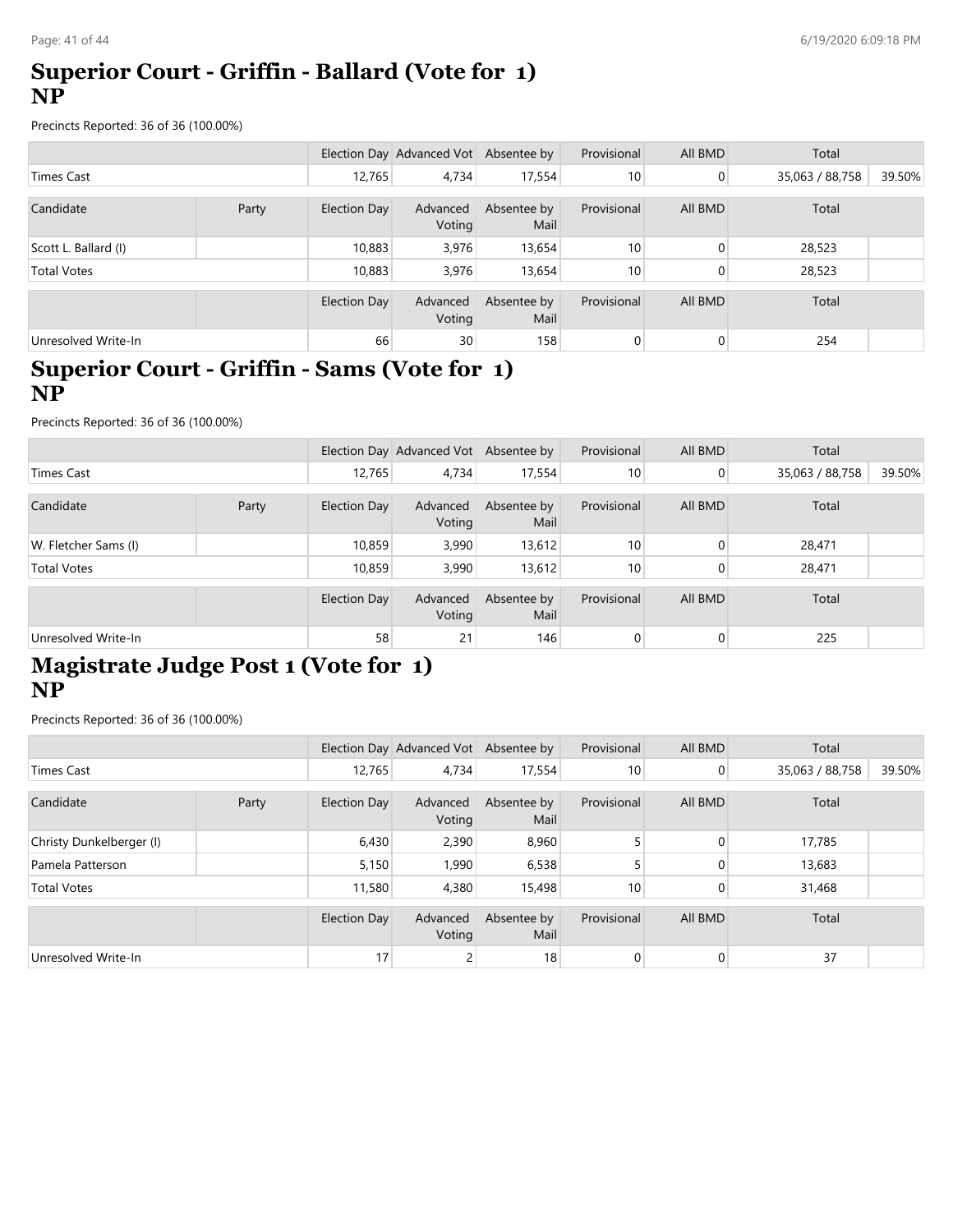## Superior Court - Griffin - Ballard (Vote for 1) NP

Precincts Reported: 36 of 36 (100.00%)

| | | Election Day | Advanced Vot | Absentee by | Provisional | All BMD | Total | |
|---|---|---|---|---|---|---|---|---|
| Times Cast | | 12,765 | 4,734 | 17,554 | 10 | 0 | 35,063 / 88,758 | 39.50% |

| Candidate | Party | Election Day | Advanced Voting | Absentee by Mail | Provisional | All BMD | Total | |
|---|---|---|---|---|---|---|---|---|
| Scott L. Ballard (I) | | 10,883 | 3,976 | 13,654 | 10 | 0 | 28,523 | |
| Total Votes | | 10,883 | 3,976 | 13,654 | 10 | 0 | 28,523 | |

| | | Election Day | Advanced Voting | Absentee by Mail | Provisional | All BMD | Total | |
|---|---|---|---|---|---|---|---|---|
| Unresolved Write-In | | 66 | 30 | 158 | 0 | 0 | 254 | |

## Superior Court - Griffin - Sams (Vote for 1) NP

Precincts Reported: 36 of 36 (100.00%)

| | | Election Day | Advanced Vot | Absentee by | Provisional | All BMD | Total | |
|---|---|---|---|---|---|---|---|---|
| Times Cast | | 12,765 | 4,734 | 17,554 | 10 | 0 | 35,063 / 88,758 | 39.50% |

| Candidate | Party | Election Day | Advanced Voting | Absentee by Mail | Provisional | All BMD | Total | |
|---|---|---|---|---|---|---|---|---|
| W. Fletcher Sams (I) | | 10,859 | 3,990 | 13,612 | 10 | 0 | 28,471 | |
| Total Votes | | 10,859 | 3,990 | 13,612 | 10 | 0 | 28,471 | |

| | | Election Day | Advanced Voting | Absentee by Mail | Provisional | All BMD | Total | |
|---|---|---|---|---|---|---|---|---|
| Unresolved Write-In | | 58 | 21 | 146 | 0 | 0 | 225 | |

## Magistrate Judge Post 1 (Vote for 1) NP

Precincts Reported: 36 of 36 (100.00%)

| | | Election Day | Advanced Vot | Absentee by | Provisional | All BMD | Total | |
|---|---|---|---|---|---|---|---|---|
| Times Cast | | 12,765 | 4,734 | 17,554 | 10 | 0 | 35,063 / 88,758 | 39.50% |

| Candidate | Party | Election Day | Advanced Voting | Absentee by Mail | Provisional | All BMD | Total | |
|---|---|---|---|---|---|---|---|---|
| Christy Dunkelberger (I) | | 6,430 | 2,390 | 8,960 | 5 | 0 | 17,785 | |
| Pamela Patterson | | 5,150 | 1,990 | 6,538 | 5 | 0 | 13,683 | |
| Total Votes | | 11,580 | 4,380 | 15,498 | 10 | 0 | 31,468 | |

| | | Election Day | Advanced Voting | Absentee by Mail | Provisional | All BMD | Total | |
|---|---|---|---|---|---|---|---|---|
| Unresolved Write-In | | 17 | 2 | 18 | 0 | 0 | 37 | |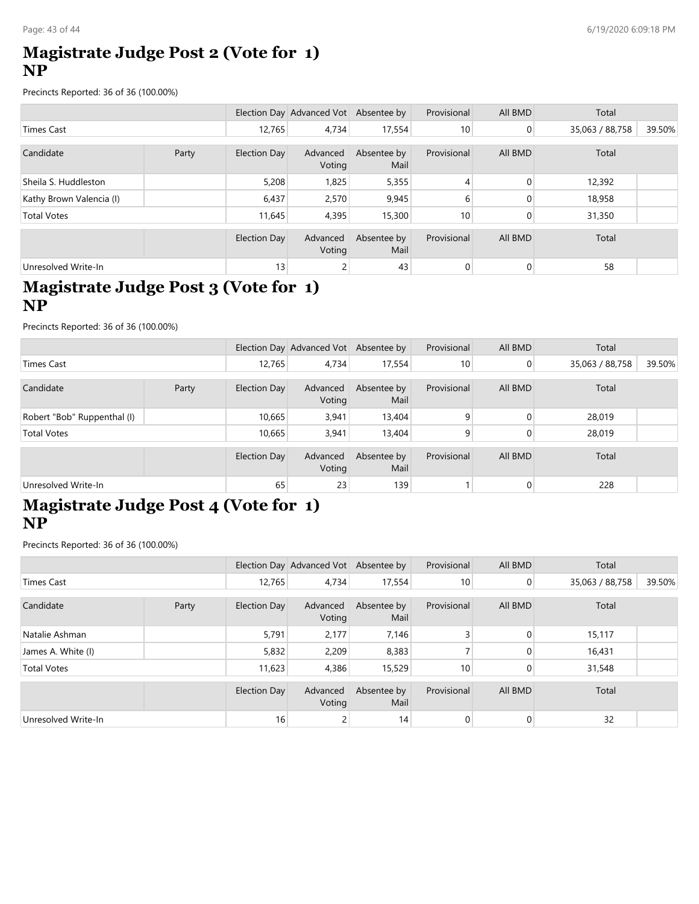# Magistrate Judge Post 2 (Vote for 1) NP

Precincts Reported: 36 of 36 (100.00%)

| | | Election Day | Advanced Vot | Absentee by | Provisional | All BMD | Total | |
|---|---|---|---|---|---|---|---|---|
| Times Cast | | 12,765 | 4,734 | 17,554 | 10 | 0 | 35,063 / 88,758 | 39.50% |

| Candidate | Party | Election Day | Advanced Voting | Absentee by Mail | Provisional | All BMD | Total | |
|---|---|---|---|---|---|---|---|---|
| Sheila S. Huddleston | | 5,208 | 1,825 | 5,355 | 4 | 0 | 12,392 | |
| Kathy Brown Valencia (I) | | 6,437 | 2,570 | 9,945 | 6 | 0 | 18,958 | |
| Total Votes | | 11,645 | 4,395 | 15,300 | 10 | 0 | 31,350 | |

| | | Election Day | Advanced Voting | Absentee by Mail | Provisional | All BMD | Total | |
|---|---|---|---|---|---|---|---|---|
| Unresolved Write-In | | 13 | 2 | 43 | 0 | 0 | 58 | |

# Magistrate Judge Post 3 (Vote for 1) NP

Precincts Reported: 36 of 36 (100.00%)

| | | Election Day | Advanced Vot | Absentee by | Provisional | All BMD | Total | |
|---|---|---|---|---|---|---|---|---|
| Times Cast | | 12,765 | 4,734 | 17,554 | 10 | 0 | 35,063 / 88,758 | 39.50% |

| Candidate | Party | Election Day | Advanced Voting | Absentee by Mail | Provisional | All BMD | Total | |
|---|---|---|---|---|---|---|---|---|
| Robert "Bob" Ruppenthal (I) | | 10,665 | 3,941 | 13,404 | 9 | 0 | 28,019 | |
| Total Votes | | 10,665 | 3,941 | 13,404 | 9 | 0 | 28,019 | |

| | | Election Day | Advanced Voting | Absentee by Mail | Provisional | All BMD | Total | |
|---|---|---|---|---|---|---|---|---|
| Unresolved Write-In | | 65 | 23 | 139 | 1 | 0 | 228 | |

# Magistrate Judge Post 4 (Vote for 1) NP

Precincts Reported: 36 of 36 (100.00%)

| | | Election Day | Advanced Vot | Absentee by | Provisional | All BMD | Total | |
|---|---|---|---|---|---|---|---|---|
| Times Cast | | 12,765 | 4,734 | 17,554 | 10 | 0 | 35,063 / 88,758 | 39.50% |

| Candidate | Party | Election Day | Advanced Voting | Absentee by Mail | Provisional | All BMD | Total | |
|---|---|---|---|---|---|---|---|---|
| Natalie Ashman | | 5,791 | 2,177 | 7,146 | 3 | 0 | 15,117 | |
| James A. White (I) | | 5,832 | 2,209 | 8,383 | 7 | 0 | 16,431 | |
| Total Votes | | 11,623 | 4,386 | 15,529 | 10 | 0 | 31,548 | |

| | | Election Day | Advanced Voting | Absentee by Mail | Provisional | All BMD | Total | |
|---|---|---|---|---|---|---|---|---|
| Unresolved Write-In | | 16 | 2 | 14 | 0 | 0 | 32 | |